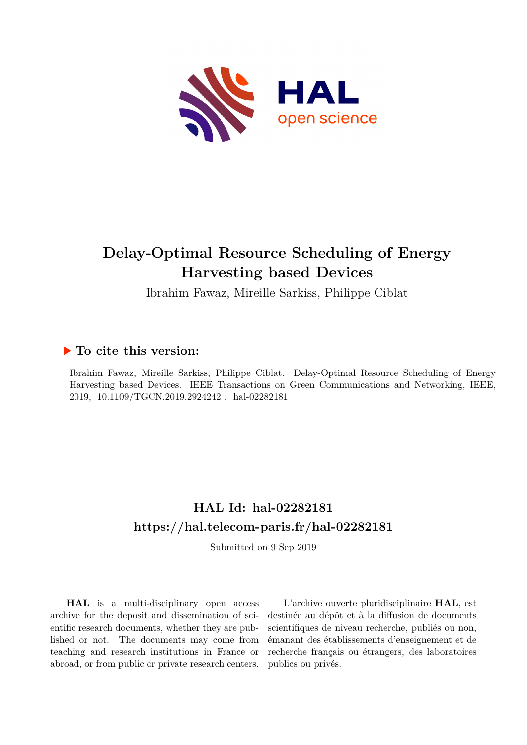# Delay-Optimal Resource Scheduling of Energy Harvesting based Devices

Ibrahim Fawaz, Mireille Sarkiss, Philippe Ciblat

## ▶ To cite this version:

Ibrahim Fawaz, Mireille Sarkiss, Philippe Ciblat. Delay-Optimal Resource Scheduling of Energy Harvesting based Devices. IEEE Transactions on Green Communications and Networking, IEEE, 2019, 10.1109/TGCN.2019.2924242 . hal-02282181

## HAL Id: hal-02282181

## https://hal.telecom-paris.fr/hal-02282181

Submitted on 9 Sep 2019

**HAL** is a multi-disciplinary open access archive for the deposit and dissemination of scientific research documents, whether they are published or not. The documents may come from teaching and research institutions in France or abroad, or from public or private research centers.

L'archive ouverte pluridisciplinaire **HAL**, est destinée au dépôt et à la diffusion de documents scientifiques de niveau recherche, publiés ou non, émanant des établissements d'enseignement et de recherche français ou étrangers, des laboratoires publics ou privés.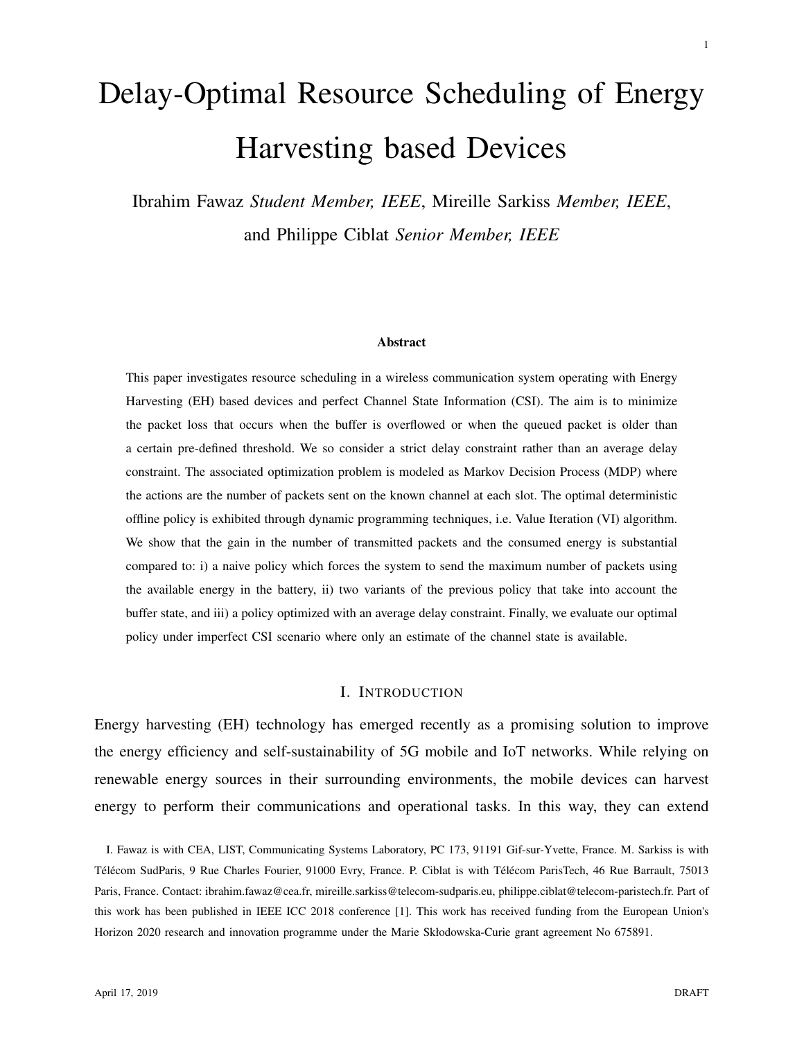# Delay-Optimal Resource Scheduling of Energy Harvesting based Devices

Ibrahim Fawaz *Student Member, IEEE*, Mireille Sarkiss *Member, IEEE*, and Philippe Ciblat *Senior Member, IEEE*

**Abstract**

This paper investigates resource scheduling in a wireless communication system operating with Energy Harvesting (EH) based devices and perfect Channel State Information (CSI). The aim is to minimize the packet loss that occurs when the buffer is overflowed or when the queued packet is older than a certain pre-defined threshold. We so consider a strict delay constraint rather than an average delay constraint. The associated optimization problem is modeled as Markov Decision Process (MDP) where the actions are the number of packets sent on the known channel at each slot. The optimal deterministic offline policy is exhibited through dynamic programming techniques, i.e. Value Iteration (VI) algorithm. We show that the gain in the number of transmitted packets and the consumed energy is substantial compared to: i) a naive policy which forces the system to send the maximum number of packets using the available energy in the battery, ii) two variants of the previous policy that take into account the buffer state, and iii) a policy optimized with an average delay constraint. Finally, we evaluate our optimal policy under imperfect CSI scenario where only an estimate of the channel state is available.

## I. Introduction

Energy harvesting (EH) technology has emerged recently as a promising solution to improve the energy efficiency and self-sustainability of 5G mobile and IoT networks. While relying on renewable energy sources in their surrounding environments, the mobile devices can harvest energy to perform their communications and operational tasks. In this way, they can extend

I. Fawaz is with CEA, LIST, Communicating Systems Laboratory, PC 173, 91191 Gif-sur-Yvette, France. M. Sarkiss is with Télécom SudParis, 9 Rue Charles Fourier, 91000 Evry, France. P. Ciblat is with Télécom ParisTech, 46 Rue Barrault, 75013 Paris, France. Contact: ibrahim.fawaz@cea.fr, mireille.sarkiss@telecom-sudparis.eu, philippe.ciblat@telecom-paristech.fr. Part of this work has been published in IEEE ICC 2018 conference [1]. This work has received funding from the European Union's Horizon 2020 research and innovation programme under the Marie Skłodowska-Curie grant agreement No 675891.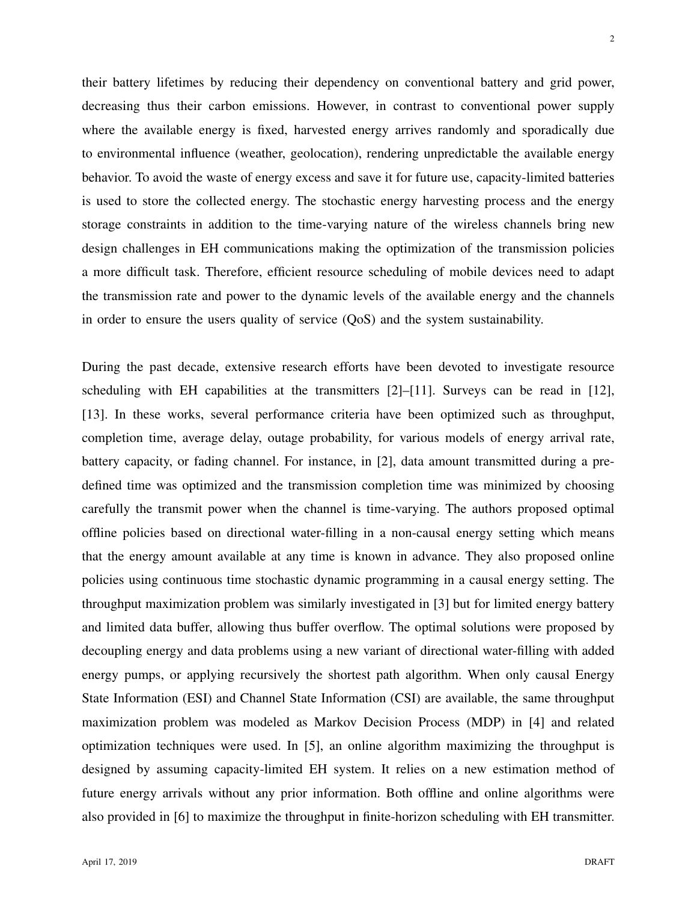their battery lifetimes by reducing their dependency on conventional battery and grid power, decreasing thus their carbon emissions. However, in contrast to conventional power supply where the available energy is fixed, harvested energy arrives randomly and sporadically due to environmental influence (weather, geolocation), rendering unpredictable the available energy behavior. To avoid the waste of energy excess and save it for future use, capacity-limited batteries is used to store the collected energy. The stochastic energy harvesting process and the energy storage constraints in addition to the time-varying nature of the wireless channels bring new design challenges in EH communications making the optimization of the transmission policies a more difficult task. Therefore, efficient resource scheduling of mobile devices need to adapt the transmission rate and power to the dynamic levels of the available energy and the channels in order to ensure the users quality of service (QoS) and the system sustainability.

During the past decade, extensive research efforts have been devoted to investigate resource scheduling with EH capabilities at the transmitters [2]–[11]. Surveys can be read in [12], [13]. In these works, several performance criteria have been optimized such as throughput, completion time, average delay, outage probability, for various models of energy arrival rate, battery capacity, or fading channel. For instance, in [2], data amount transmitted during a predefined time was optimized and the transmission completion time was minimized by choosing carefully the transmit power when the channel is time-varying. The authors proposed optimal offline policies based on directional water-filling in a non-causal energy setting which means that the energy amount available at any time is known in advance. They also proposed online policies using continuous time stochastic dynamic programming in a causal energy setting. The throughput maximization problem was similarly investigated in [3] but for limited energy battery and limited data buffer, allowing thus buffer overflow. The optimal solutions were proposed by decoupling energy and data problems using a new variant of directional water-filling with added energy pumps, or applying recursively the shortest path algorithm. When only causal Energy State Information (ESI) and Channel State Information (CSI) are available, the same throughput maximization problem was modeled as Markov Decision Process (MDP) in [4] and related optimization techniques were used. In [5], an online algorithm maximizing the throughput is designed by assuming capacity-limited EH system. It relies on a new estimation method of future energy arrivals without any prior information. Both offline and online algorithms were also provided in [6] to maximize the throughput in finite-horizon scheduling with EH transmitter.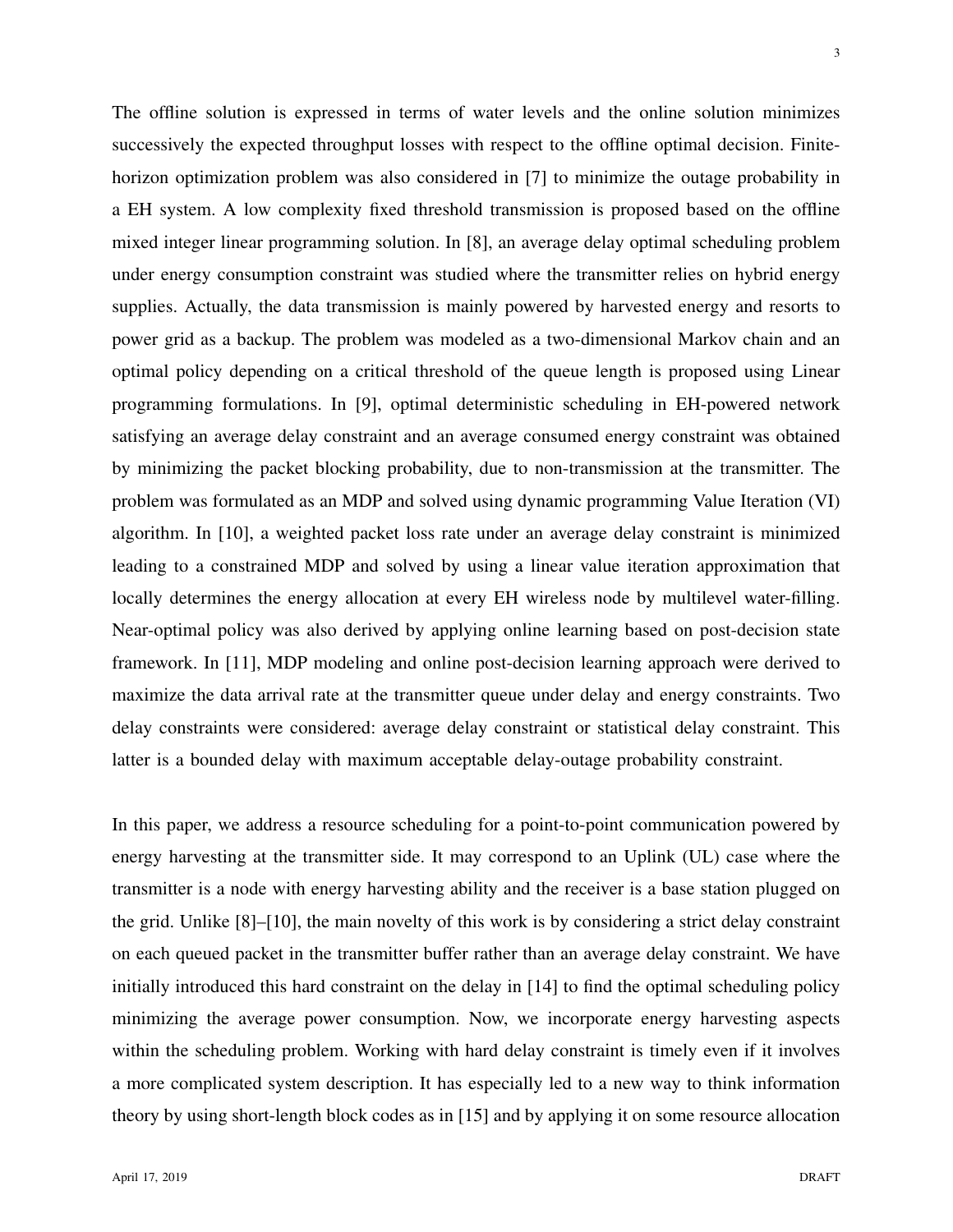The offline solution is expressed in terms of water levels and the online solution minimizes successively the expected throughput losses with respect to the offline optimal decision. Finite-horizon optimization problem was also considered in [7] to minimize the outage probability in a EH system. A low complexity fixed threshold transmission is proposed based on the offline mixed integer linear programming solution. In [8], an average delay optimal scheduling problem under energy consumption constraint was studied where the transmitter relies on hybrid energy supplies. Actually, the data transmission is mainly powered by harvested energy and resorts to power grid as a backup. The problem was modeled as a two-dimensional Markov chain and an optimal policy depending on a critical threshold of the queue length is proposed using Linear programming formulations. In [9], optimal deterministic scheduling in EH-powered network satisfying an average delay constraint and an average consumed energy constraint was obtained by minimizing the packet blocking probability, due to non-transmission at the transmitter. The problem was formulated as an MDP and solved using dynamic programming Value Iteration (VI) algorithm. In [10], a weighted packet loss rate under an average delay constraint is minimized leading to a constrained MDP and solved by using a linear value iteration approximation that locally determines the energy allocation at every EH wireless node by multilevel water-filling. Near-optimal policy was also derived by applying online learning based on post-decision state framework. In [11], MDP modeling and online post-decision learning approach were derived to maximize the data arrival rate at the transmitter queue under delay and energy constraints. Two delay constraints were considered: average delay constraint or statistical delay constraint. This latter is a bounded delay with maximum acceptable delay-outage probability constraint.

In this paper, we address a resource scheduling for a point-to-point communication powered by energy harvesting at the transmitter side. It may correspond to an Uplink (UL) case where the transmitter is a node with energy harvesting ability and the receiver is a base station plugged on the grid. Unlike [8]–[10], the main novelty of this work is by considering a strict delay constraint on each queued packet in the transmitter buffer rather than an average delay constraint. We have initially introduced this hard constraint on the delay in [14] to find the optimal scheduling policy minimizing the average power consumption. Now, we incorporate energy harvesting aspects within the scheduling problem. Working with hard delay constraint is timely even if it involves a more complicated system description. It has especially led to a new way to think information theory by using short-length block codes as in [15] and by applying it on some resource allocation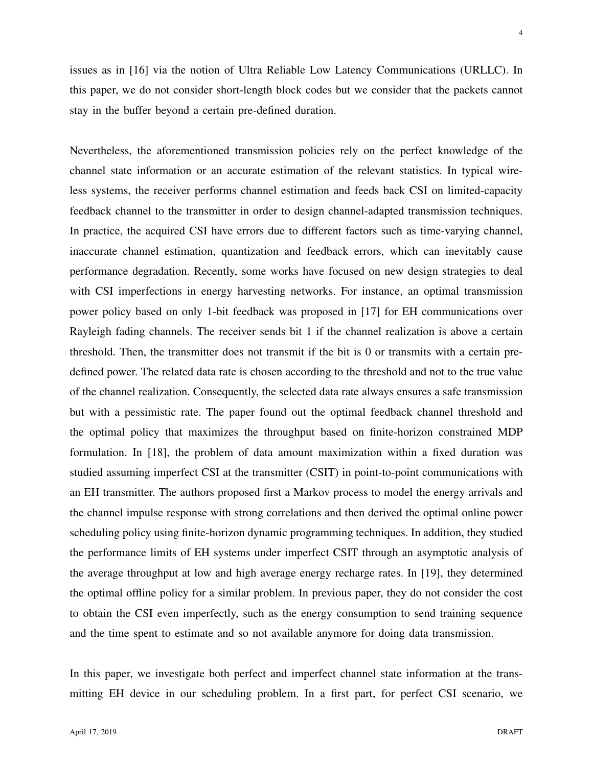issues as in [16] via the notion of Ultra Reliable Low Latency Communications (URLLC). In this paper, we do not consider short-length block codes but we consider that the packets cannot stay in the buffer beyond a certain pre-defined duration.

Nevertheless, the aforementioned transmission policies rely on the perfect knowledge of the channel state information or an accurate estimation of the relevant statistics. In typical wireless systems, the receiver performs channel estimation and feeds back CSI on limited-capacity feedback channel to the transmitter in order to design channel-adapted transmission techniques. In practice, the acquired CSI have errors due to different factors such as time-varying channel, inaccurate channel estimation, quantization and feedback errors, which can inevitably cause performance degradation. Recently, some works have focused on new design strategies to deal with CSI imperfections in energy harvesting networks. For instance, an optimal transmission power policy based on only 1-bit feedback was proposed in [17] for EH communications over Rayleigh fading channels. The receiver sends bit 1 if the channel realization is above a certain threshold. Then, the transmitter does not transmit if the bit is 0 or transmits with a certain pre-defined power. The related data rate is chosen according to the threshold and not to the true value of the channel realization. Consequently, the selected data rate always ensures a safe transmission but with a pessimistic rate. The paper found out the optimal feedback channel threshold and the optimal policy that maximizes the throughput based on finite-horizon constrained MDP formulation. In [18], the problem of data amount maximization within a fixed duration was studied assuming imperfect CSI at the transmitter (CSIT) in point-to-point communications with an EH transmitter. The authors proposed first a Markov process to model the energy arrivals and the channel impulse response with strong correlations and then derived the optimal online power scheduling policy using finite-horizon dynamic programming techniques. In addition, they studied the performance limits of EH systems under imperfect CSIT through an asymptotic analysis of the average throughput at low and high average energy recharge rates. In [19], they determined the optimal offline policy for a similar problem. In previous paper, they do not consider the cost to obtain the CSI even imperfectly, such as the energy consumption to send training sequence and the time spent to estimate and so not available anymore for doing data transmission.

In this paper, we investigate both perfect and imperfect channel state information at the transmitting EH device in our scheduling problem. In a first part, for perfect CSI scenario, we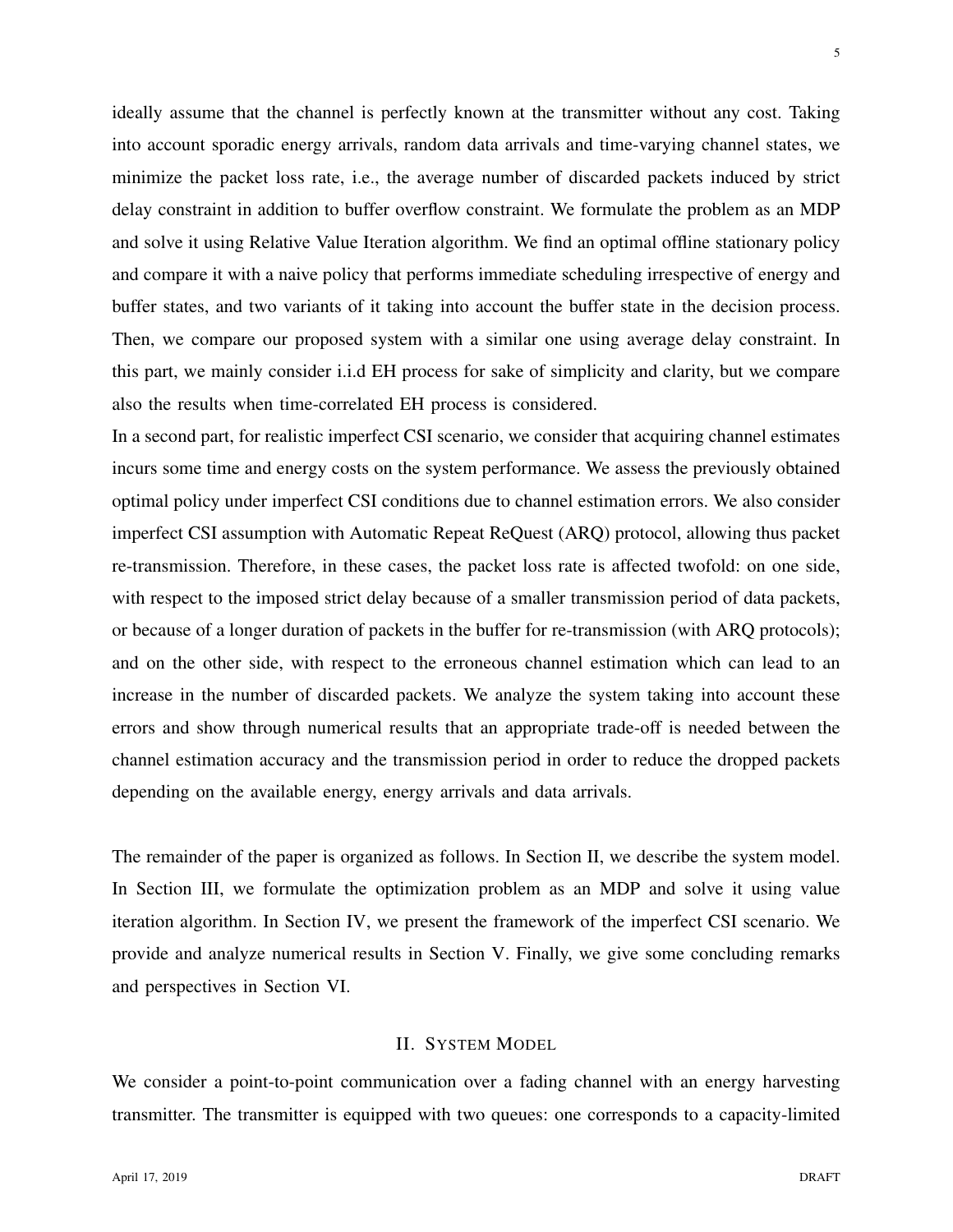ideally assume that the channel is perfectly known at the transmitter without any cost. Taking into account sporadic energy arrivals, random data arrivals and time-varying channel states, we minimize the packet loss rate, i.e., the average number of discarded packets induced by strict delay constraint in addition to buffer overflow constraint. We formulate the problem as an MDP and solve it using Relative Value Iteration algorithm. We find an optimal offline stationary policy and compare it with a naive policy that performs immediate scheduling irrespective of energy and buffer states, and two variants of it taking into account the buffer state in the decision process. Then, we compare our proposed system with a similar one using average delay constraint. In this part, we mainly consider i.i.d EH process for sake of simplicity and clarity, but we compare also the results when time-correlated EH process is considered.

In a second part, for realistic imperfect CSI scenario, we consider that acquiring channel estimates incurs some time and energy costs on the system performance. We assess the previously obtained optimal policy under imperfect CSI conditions due to channel estimation errors. We also consider imperfect CSI assumption with Automatic Repeat ReQuest (ARQ) protocol, allowing thus packet re-transmission. Therefore, in these cases, the packet loss rate is affected twofold: on one side, with respect to the imposed strict delay because of a smaller transmission period of data packets, or because of a longer duration of packets in the buffer for re-transmission (with ARQ protocols); and on the other side, with respect to the erroneous channel estimation which can lead to an increase in the number of discarded packets. We analyze the system taking into account these errors and show through numerical results that an appropriate trade-off is needed between the channel estimation accuracy and the transmission period in order to reduce the dropped packets depending on the available energy, energy arrivals and data arrivals.

The remainder of the paper is organized as follows. In Section II, we describe the system model. In Section III, we formulate the optimization problem as an MDP and solve it using value iteration algorithm. In Section IV, we present the framework of the imperfect CSI scenario. We provide and analyze numerical results in Section V. Finally, we give some concluding remarks and perspectives in Section VI.

## II. System Model

We consider a point-to-point communication over a fading channel with an energy harvesting transmitter. The transmitter is equipped with two queues: one corresponds to a capacity-limited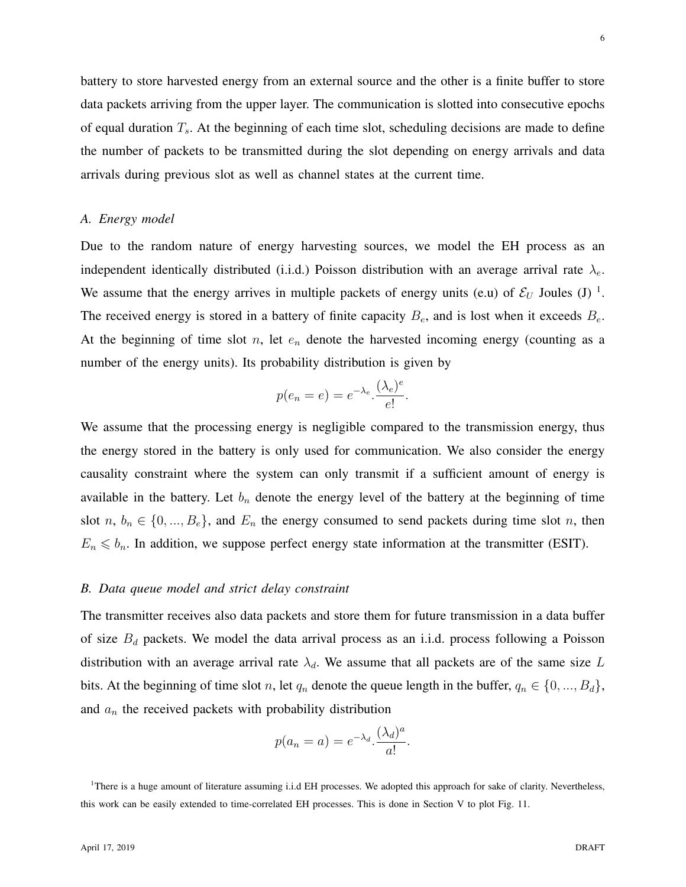battery to store harvested energy from an external source and the other is a finite buffer to store data packets arriving from the upper layer. The communication is slotted into consecutive epochs of equal duration $T_s$. At the beginning of each time slot, scheduling decisions are made to define the number of packets to be transmitted during the slot depending on energy arrivals and data arrivals during previous slot as well as channel states at the current time.

### *A. Energy model*

Due to the random nature of energy harvesting sources, we model the EH process as an independent identically distributed (i.i.d.) Poisson distribution with an average arrival rate $\lambda_e$. We assume that the energy arrives in multiple packets of energy units (e.u) of $\mathcal{E}_U$ Joules (J) [1]. The received energy is stored in a battery of finite capacity $B_e$, and is lost when it exceeds $B_e$. At the beginning of time slot $n$, let $e_n$ denote the harvested incoming energy (counting as a number of the energy units). Its probability distribution is given by

$$p(e_n = e) = e^{-\lambda_e}.\frac{(\lambda_e)^e}{e!}.$$

We assume that the processing energy is negligible compared to the transmission energy, thus the energy stored in the battery is only used for communication. We also consider the energy causality constraint where the system can only transmit if a sufficient amount of energy is available in the battery. Let $b_n$ denote the energy level of the battery at the beginning of time slot $n$, $b_n \in \{0, ..., B_e\}$, and $E_n$ the energy consumed to send packets during time slot $n$, then $E_n \leqslant b_n$. In addition, we suppose perfect energy state information at the transmitter (ESIT).

### *B. Data queue model and strict delay constraint*

The transmitter receives also data packets and store them for future transmission in a data buffer of size $B_d$ packets. We model the data arrival process as an i.i.d. process following a Poisson distribution with an average arrival rate $\lambda_d$. We assume that all packets are of the same size $L$ bits. At the beginning of time slot $n$, let $q_n$ denote the queue length in the buffer, $q_n \in \{0, ..., B_d\}$, and $a_n$ the received packets with probability distribution

$$p(a_n = a) = e^{-\lambda_d}.\frac{(\lambda_d)^a}{a!}.$$

[1] There is a huge amount of literature assuming i.i.d EH processes. We adopted this approach for sake of clarity. Nevertheless, this work can be easily extended to time-correlated EH processes. This is done in Section V to plot Fig. 11.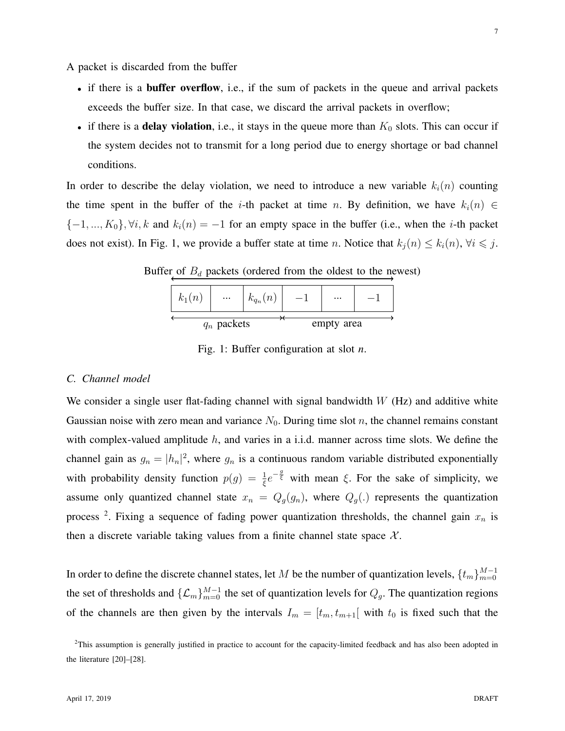A packet is discarded from the buffer

- if there is a **buffer overflow**, i.e., if the sum of packets in the queue and arrival packets exceeds the buffer size. In that case, we discard the arrival packets in overflow;
- if there is a **delay violation**, i.e., it stays in the queue more than $K_0$ slots. This can occur if the system decides not to transmit for a long period due to energy shortage or bad channel conditions.

In order to describe the delay violation, we need to introduce a new variable $k_i(n)$ counting the time spent in the buffer of the $i$-th packet at time $n$. By definition, we have $k_i(n) \in \{-1, ..., K_0\}, \forall i, k$ and $k_i(n) = -1$ for an empty space in the buffer (i.e., when the $i$-th packet does not exist). In Fig. 1, we provide a buffer state at time $n$. Notice that $k_j(n) \leq k_i(n), \forall i \leqslant j$.

Buffer of $B_d$ packets (ordered from the oldest to the newest)

| $k_1(n)$ | ... | $k_{q_n}(n)$ | $-1$ | ... | $-1$ |
|---|---|---|---|---|---|

$q_n$ packets — empty area

Fig. 1: Buffer configuration at slot *n*.

### C. Channel model

We consider a single user flat-fading channel with signal bandwidth $W$ (Hz) and additive white Gaussian noise with zero mean and variance $N_0$. During time slot $n$, the channel remains constant with complex-valued amplitude $h$, and varies in a i.i.d. manner across time slots. We define the channel gain as $g_n = |h_n|^2$, where $g_n$ is a continuous random variable distributed exponentially with probability density function $p(g) = \frac{1}{\xi} e^{-\frac{g}{\xi}}$ with mean $\xi$. For the sake of simplicity, we assume only quantized channel state $x_n = Q_g(g_n)$, where $Q_g(.)$ represents the quantization process [2]. Fixing a sequence of fading power quantization thresholds, the channel gain $x_n$ is then a discrete variable taking values from a finite channel state space $\mathcal{X}$.

In order to define the discrete channel states, let $M$ be the number of quantization levels, $\{t_m\}_{m=0}^{M-1}$ the set of thresholds and $\{\mathcal{L}_m\}_{m=0}^{M-1}$ the set of quantization levels for $Q_g$. The quantization regions of the channels are then given by the intervals $I_m = [t_m, t_{m+1}[$ with $t_0$ is fixed such that the

[2] This assumption is generally justified in practice to account for the capacity-limited feedback and has also been adopted in the literature [20]–[28].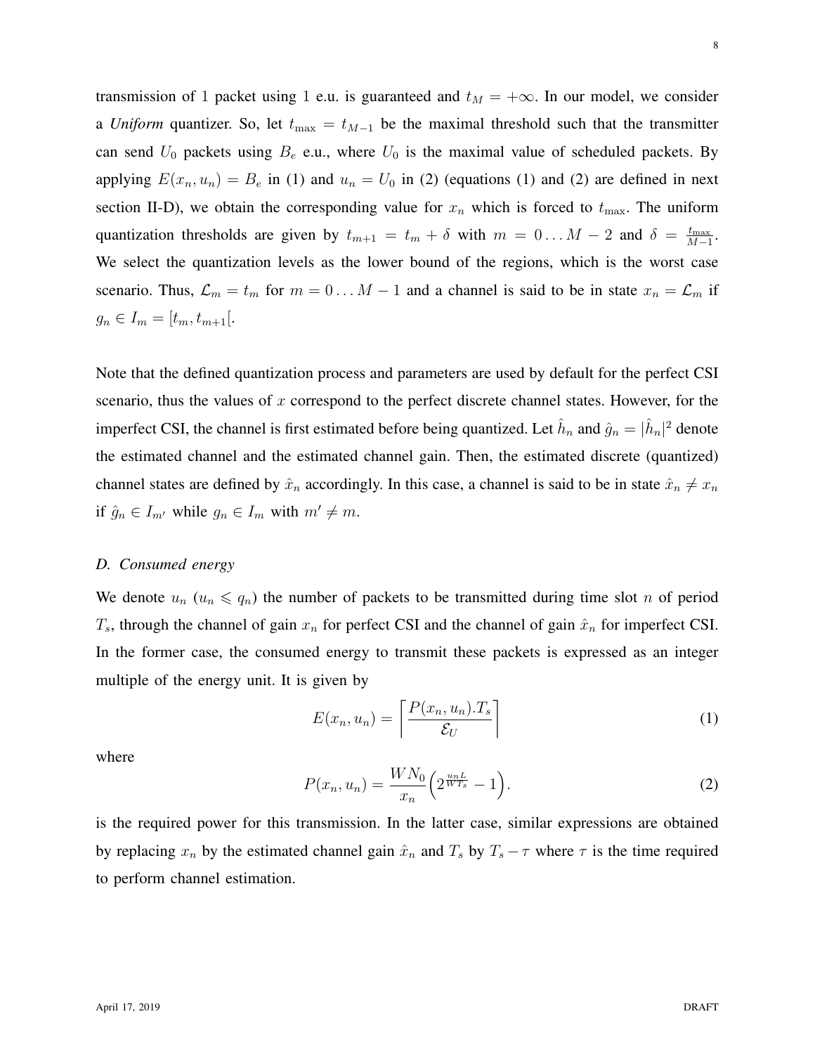transmission of 1 packet using 1 e.u. is guaranteed and $t_M = +\infty$. In our model, we consider a *Uniform* quantizer. So, let $t_{\max} = t_{M-1}$ be the maximal threshold such that the transmitter can send $U_0$ packets using $B_e$ e.u., where $U_0$ is the maximal value of scheduled packets. By applying $E(x_n, u_n) = B_e$ in (1) and $u_n = U_0$ in (2) (equations (1) and (2) are defined in next section II-D), we obtain the corresponding value for $x_n$ which is forced to $t_{\max}$. The uniform quantization thresholds are given by $t_{m+1} = t_m + \delta$ with $m = 0 \dots M-2$ and $\delta = \frac{t_{\max}}{M-1}$. We select the quantization levels as the lower bound of the regions, which is the worst case scenario. Thus, $\mathcal{L}_m = t_m$ for $m = 0 \dots M-1$ and a channel is said to be in state $x_n = \mathcal{L}_m$ if $g_n \in I_m = [t_m, t_{m+1}[$.

Note that the defined quantization process and parameters are used by default for the perfect CSI scenario, thus the values of $x$ correspond to the perfect discrete channel states. However, for the imperfect CSI, the channel is first estimated before being quantized. Let $\hat{h}_n$ and $\hat{g}_n = |\hat{h}_n|^2$ denote the estimated channel and the estimated channel gain. Then, the estimated discrete (quantized) channel states are defined by $\hat{x}_n$ accordingly. In this case, a channel is said to be in state $\hat{x}_n \neq x_n$ if $\hat{g}_n \in I_{m'}$ while $g_n \in I_m$ with $m' \neq m$.

### D. Consumed energy

We denote $u_n$ ($u_n \leqslant q_n$) the number of packets to be transmitted during time slot $n$ of period $T_s$, through the channel of gain $x_n$ for perfect CSI and the channel of gain $\hat{x}_n$ for imperfect CSI. In the former case, the consumed energy to transmit these packets is expressed as an integer multiple of the energy unit. It is given by

$$E(x_n, u_n) = \left\lceil \frac{P(x_n, u_n).T_s}{\mathcal{E}_U} \right\rceil \tag{1}$$

where

$$P(x_n, u_n) = \frac{WN_0}{x_n}\left(2^{\frac{u_n L}{W T_s}} - 1\right). \tag{2}$$

is the required power for this transmission. In the latter case, similar expressions are obtained by replacing $x_n$ by the estimated channel gain $\hat{x}_n$ and $T_s$ by $T_s - \tau$ where $\tau$ is the time required to perform channel estimation.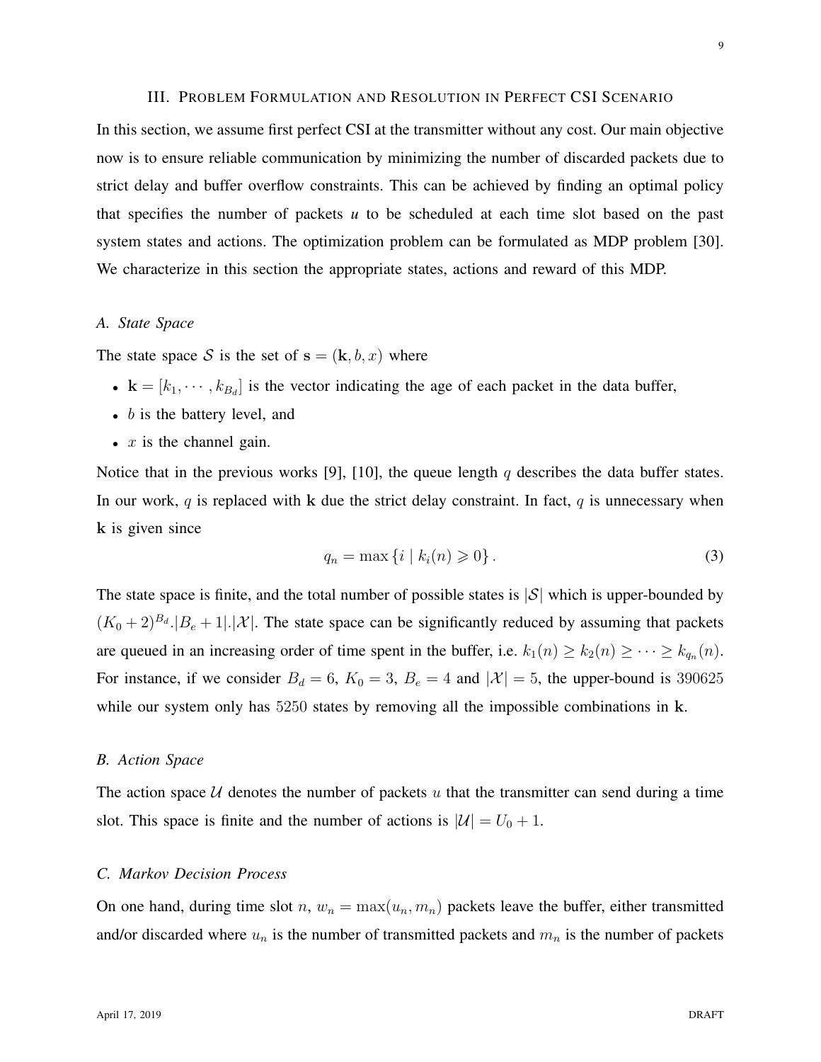## III. Problem Formulation and Resolution in Perfect CSI Scenario

In this section, we assume first perfect CSI at the transmitter without any cost. Our main objective now is to ensure reliable communication by minimizing the number of discarded packets due to strict delay and buffer overflow constraints. This can be achieved by finding an optimal policy that specifies the number of packets *u* to be scheduled at each time slot based on the past system states and actions. The optimization problem can be formulated as MDP problem [30]. We characterize in this section the appropriate states, actions and reward of this MDP.

### *A. State Space*

The state space $\mathcal{S}$ is the set of $\mathbf{s} = (\mathbf{k}, b, x)$ where

- $\mathbf{k} = [k_1, \cdots, k_{B_d}]$ is the vector indicating the age of each packet in the data buffer,
- $b$ is the battery level, and
- $x$ is the channel gain.

Notice that in the previous works [9], [10], the queue length $q$ describes the data buffer states. In our work, $q$ is replaced with $\mathbf{k}$ due the strict delay constraint. In fact, $q$ is unnecessary when $\mathbf{k}$ is given since

$$q_n = \max\left\{i \mid k_i(n) \geqslant 0\right\}. \tag{3}$$

The state space is finite, and the total number of possible states is $|\mathcal{S}|$ which is upper-bounded by $(K_0 + 2)^{B_d}.|B_e + 1|.|\mathcal{X}|$. The state space can be significantly reduced by assuming that packets are queued in an increasing order of time spent in the buffer, i.e. $k_1(n) \geq k_2(n) \geq \cdots \geq k_{q_n}(n)$. For instance, if we consider $B_d = 6$, $K_0 = 3$, $B_e = 4$ and $|\mathcal{X}| = 5$, the upper-bound is $390625$ while our system only has $5250$ states by removing all the impossible combinations in $\mathbf{k}$.

### *B. Action Space*

The action space $\mathcal{U}$ denotes the number of packets $u$ that the transmitter can send during a time slot. This space is finite and the number of actions is $|\mathcal{U}| = U_0 + 1$.

### *C. Markov Decision Process*

On one hand, during time slot $n$, $w_n = \max(u_n, m_n)$ packets leave the buffer, either transmitted and/or discarded where $u_n$ is the number of transmitted packets and $m_n$ is the number of packets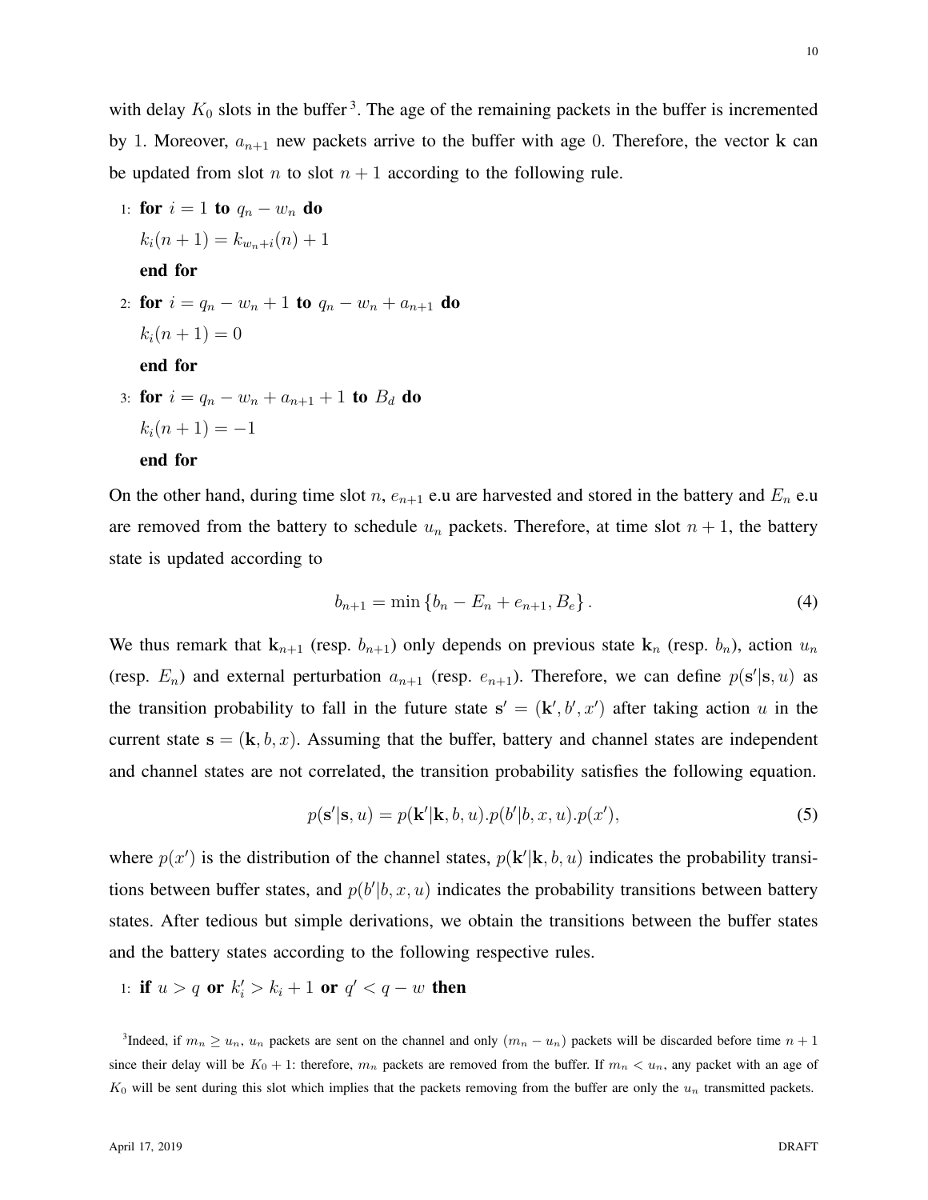with delay $K_0$ slots in the buffer [3]. The age of the remaining packets in the buffer is incremented by 1. Moreover, $a_{n+1}$ new packets arrive to the buffer with age 0. Therefore, the vector $\mathbf{k}$ can be updated from slot $n$ to slot $n+1$ according to the following rule.

1: **for** $i = 1$ **to** $q_n - w_n$ **do**
   $k_i(n+1) = k_{w_n+i}(n) + 1$
   **end for**

2: **for** $i = q_n - w_n + 1$ **to** $q_n - w_n + a_{n+1}$ **do**
   $k_i(n+1) = 0$
   **end for**

3: **for** $i = q_n - w_n + a_{n+1} + 1$ **to** $B_d$ **do**
   $k_i(n+1) = -1$
   **end for**

On the other hand, during time slot $n$, $e_{n+1}$ e.u are harvested and stored in the battery and $E_n$ e.u are removed from the battery to schedule $u_n$ packets. Therefore, at time slot $n+1$, the battery state is updated according to

$$b_{n+1} = \min\left\{b_n - E_n + e_{n+1}, B_e\right\}. \tag{4}$$

We thus remark that $\mathbf{k}_{n+1}$ (resp. $b_{n+1}$) only depends on previous state $\mathbf{k}_n$ (resp. $b_n$), action $u_n$ (resp. $E_n$) and external perturbation $a_{n+1}$ (resp. $e_{n+1}$). Therefore, we can define $p(\mathbf{s}'|\mathbf{s}, u)$ as the transition probability to fall in the future state $\mathbf{s}' = (\mathbf{k}', b', x')$ after taking action $u$ in the current state $\mathbf{s} = (\mathbf{k}, b, x)$. Assuming that the buffer, battery and channel states are independent and channel states are not correlated, the transition probability satisfies the following equation.

$$p(\mathbf{s}'|\mathbf{s}, u) = p(\mathbf{k}'|\mathbf{k}, b, u).p(b'|b, x, u).p(x'), \tag{5}$$

where $p(x')$ is the distribution of the channel states, $p(\mathbf{k}'|\mathbf{k}, b, u)$ indicates the probability transitions between buffer states, and $p(b'|b, x, u)$ indicates the probability transitions between battery states. After tedious but simple derivations, we obtain the transitions between the buffer states and the battery states according to the following respective rules.

1: **if** $u > q$ **or** $k'_i > k_i + 1$ **or** $q' < q - w$ **then**

[3] Indeed, if $m_n \geq u_n$, $u_n$ packets are sent on the channel and only $(m_n - u_n)$ packets will be discarded before time $n+1$ since their delay will be $K_0 + 1$: therefore, $m_n$ packets are removed from the buffer. If $m_n < u_n$, any packet with an age of $K_0$ will be sent during this slot which implies that the packets removing from the buffer are only the $u_n$ transmitted packets.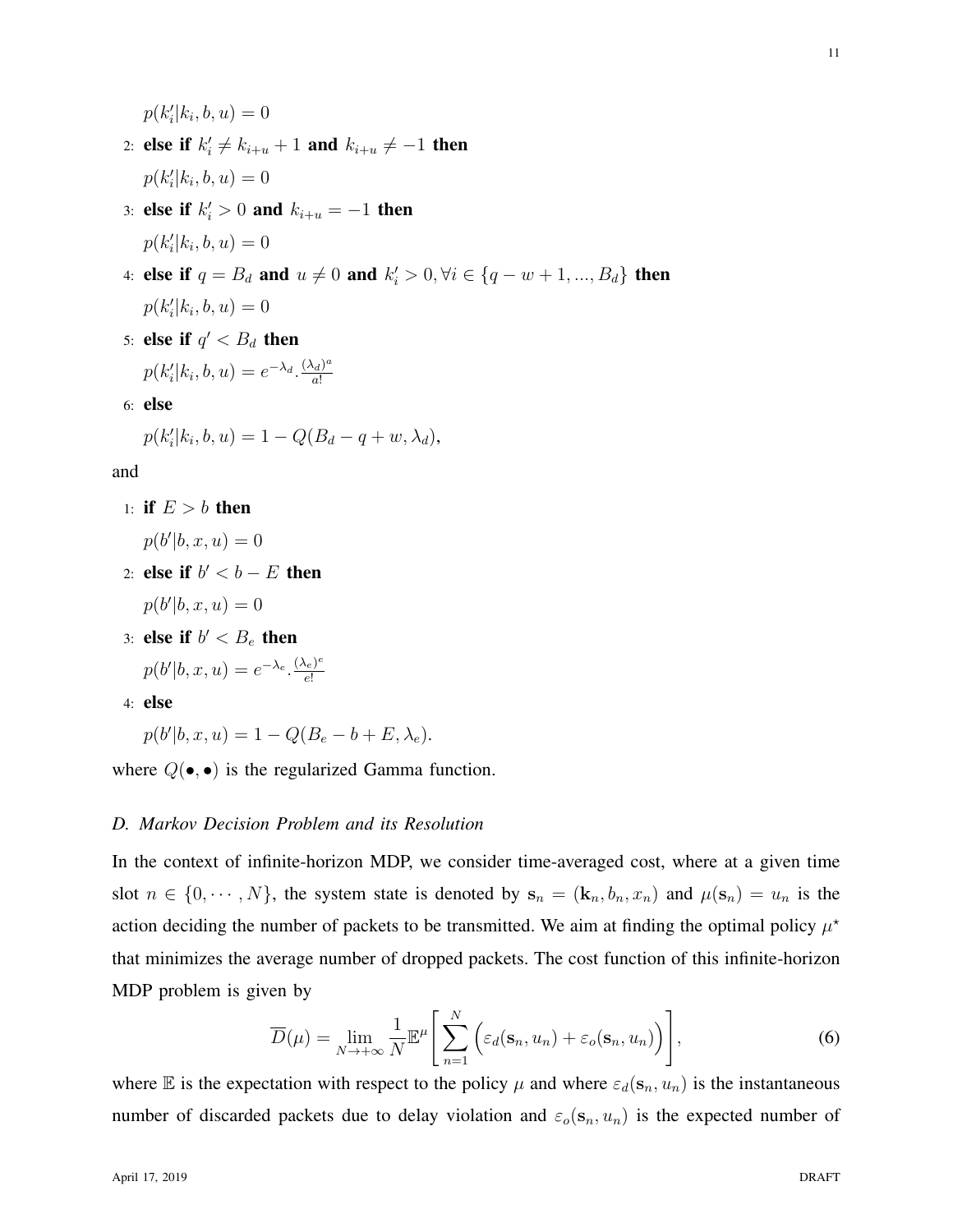$p(k'_i|k_i, b, u) = 0$

2: **else if** $k'_i \neq k_{i+u} + 1$ **and** $k_{i+u} \neq -1$ **then**

$p(k'_i|k_i, b, u) = 0$

3: **else if** $k'_i > 0$ **and** $k_{i+u} = -1$ **then**

$p(k'_i|k_i, b, u) = 0$

4: **else if** $q = B_d$ **and** $u \neq 0$ **and** $k'_i > 0, \forall i \in \{q - w + 1, ..., B_d\}$ **then**

$p(k'_i|k_i, b, u) = 0$

5: **else if** $q' < B_d$ **then**

$p(k'_i|k_i, b, u) = e^{-\lambda_d} . \frac{(\lambda_d)^a}{a!}$

6: **else**

$p(k'_i|k_i, b, u) = 1 - Q(B_d - q + w, \lambda_d)$,

and

1: **if** $E > b$ **then**

$p(b'|b, x, u) = 0$

2: **else if** $b' < b - E$ **then**

$p(b'|b, x, u) = 0$

3: **else if** $b' < B_e$ **then**

$p(b'|b, x, u) = e^{-\lambda_e} . \frac{(\lambda_e)^e}{e!}$

4: **else**

$p(b'|b, x, u) = 1 - Q(B_e - b + E, \lambda_e)$.

where $Q(\bullet, \bullet)$ is the regularized Gamma function.

### D. Markov Decision Problem and its Resolution

In the context of infinite-horizon MDP, we consider time-averaged cost, where at a given time slot $n \in \{0, \cdots, N\}$, the system state is denoted by $\mathbf{s}_n = (\mathbf{k}_n, b_n, x_n)$ and $\mu(\mathbf{s}_n) = u_n$ is the action deciding the number of packets to be transmitted. We aim at finding the optimal policy $\mu^\star$ that minimizes the average number of dropped packets. The cost function of this infinite-horizon MDP problem is given by

$$\overline{D}(\mu) = \lim_{N \to +\infty} \frac{1}{N} \mathbb{E}^\mu \left[ \sum_{n=1}^{N} \Big( \varepsilon_d(\mathbf{s}_n, u_n) + \varepsilon_o(\mathbf{s}_n, u_n) \Big) \right], \tag{6}$$

where $\mathbb{E}$ is the expectation with respect to the policy $\mu$ and where $\varepsilon_d(\mathbf{s}_n, u_n)$ is the instantaneous number of discarded packets due to delay violation and $\varepsilon_o(\mathbf{s}_n, u_n)$ is the expected number of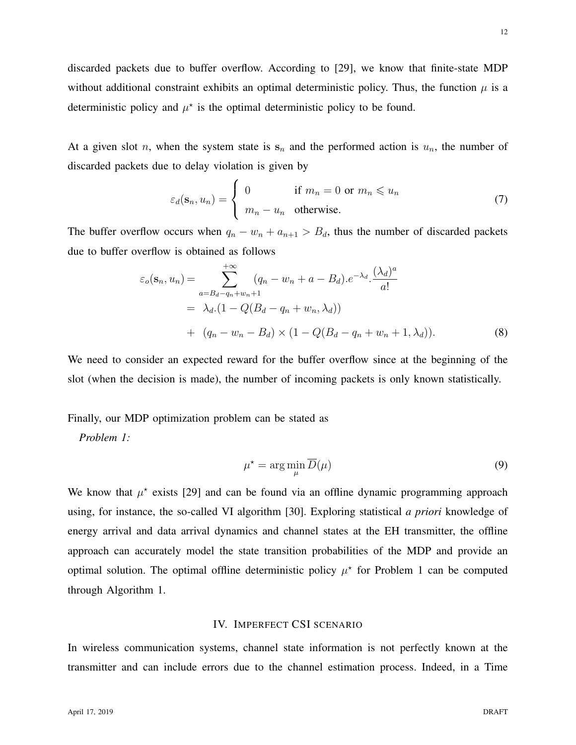discarded packets due to buffer overflow. According to [29], we know that finite-state MDP without additional constraint exhibits an optimal deterministic policy. Thus, the function $\mu$ is a deterministic policy and $\mu^\star$ is the optimal deterministic policy to be found.

At a given slot $n$, when the system state is $\mathbf{s}_n$ and the performed action is $u_n$, the number of discarded packets due to delay violation is given by

$$\varepsilon_d(\mathbf{s}_n, u_n) = \begin{cases} 0 & \text{if } m_n = 0 \text{ or } m_n \leqslant u_n \\ m_n - u_n & \text{otherwise.} \end{cases} \tag{7}$$

The buffer overflow occurs when $q_n - w_n + a_{n+1} > B_d$, thus the number of discarded packets due to buffer overflow is obtained as follows

$$\begin{aligned} \varepsilon_o(\mathbf{s}_n, u_n) &= \sum_{a=B_d-q_n+w_n+1}^{+\infty} (q_n - w_n + a - B_d).e^{-\lambda_d}.\frac{(\lambda_d)^a}{a!} \\ &= \lambda_d.(1 - Q(B_d - q_n + w_n, \lambda_d)) \\ &+ (q_n - w_n - B_d) \times (1 - Q(B_d - q_n + w_n + 1, \lambda_d)). \end{aligned} \tag{8}$$

We need to consider an expected reward for the buffer overflow since at the beginning of the slot (when the decision is made), the number of incoming packets is only known statistically.

Finally, our MDP optimization problem can be stated as

*Problem 1:*

$$\mu^\star = \arg\min_{\mu} \overline{D}(\mu) \tag{9}$$

We know that $\mu^\star$ exists [29] and can be found via an offline dynamic programming approach using, for instance, the so-called VI algorithm [30]. Exploring statistical *a priori* knowledge of energy arrival and data arrival dynamics and channel states at the EH transmitter, the offline approach can accurately model the state transition probabilities of the MDP and provide an optimal solution. The optimal offline deterministic policy $\mu^\star$ for Problem 1 can be computed through Algorithm 1.

## IV. Imperfect CSI scenario

In wireless communication systems, channel state information is not perfectly known at the transmitter and can include errors due to the channel estimation process. Indeed, in a Time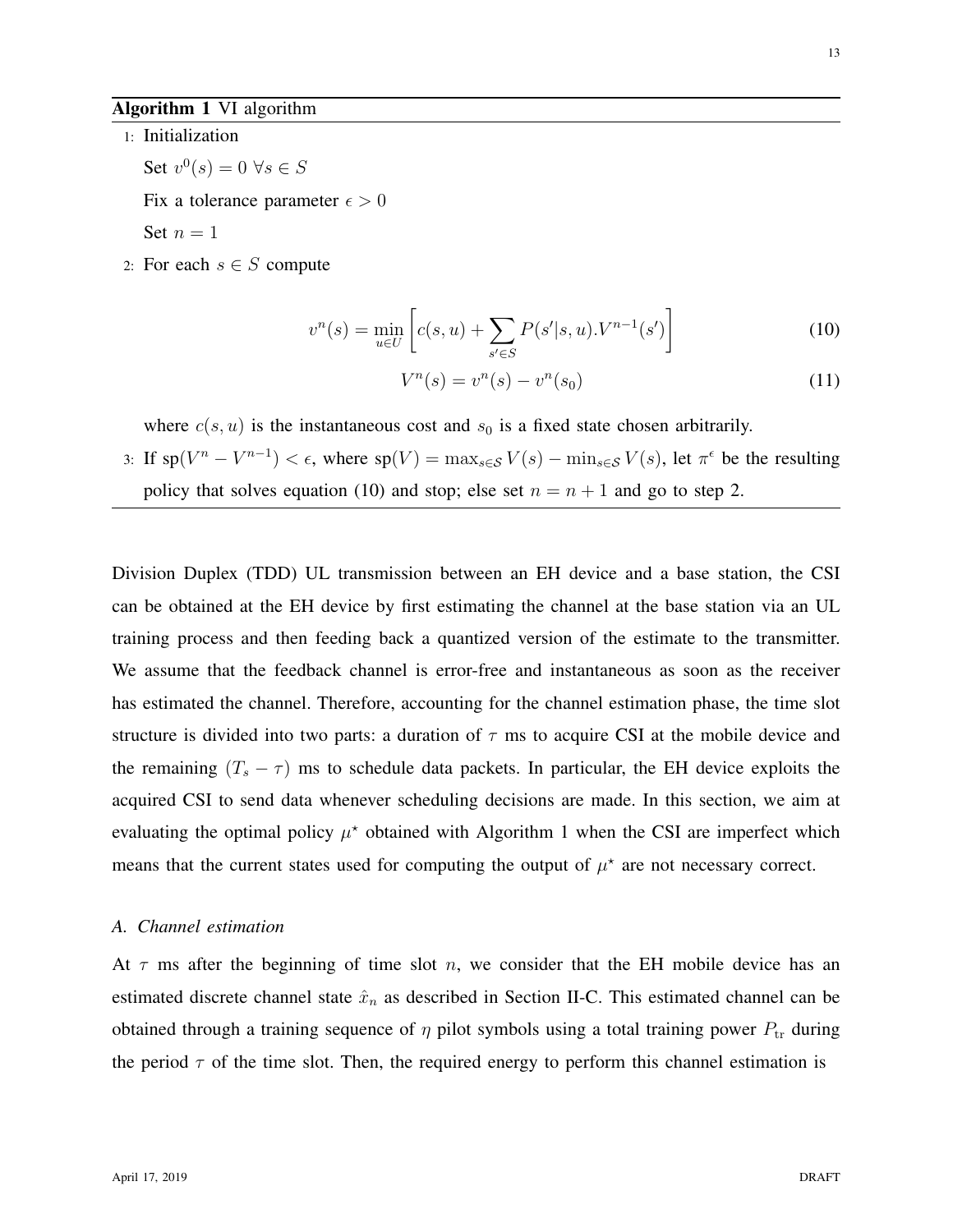**Algorithm 1** VI algorithm

1: Initialization

Set $v^0(s) = 0 \ \forall s \in S$

Fix a tolerance parameter $\epsilon > 0$

Set $n = 1$

2: For each $s \in S$ compute

$$v^n(s) = \min_{u \in U} \left[ c(s,u) + \sum_{s' \in S} P(s'|s,u).V^{n-1}(s') \right] \tag{10}$$

$$V^n(s) = v^n(s) - v^n(s_0) \tag{11}$$

where $c(s,u)$ is the instantaneous cost and $s_0$ is a fixed state chosen arbitrarily.

3: If $\text{sp}(V^n - V^{n-1}) < \epsilon$, where $\text{sp}(V) = \max_{s \in \mathcal{S}} V(s) - \min_{s \in \mathcal{S}} V(s)$, let $\pi^\epsilon$ be the resulting policy that solves equation (10) and stop; else set $n = n+1$ and go to step 2.

Division Duplex (TDD) UL transmission between an EH device and a base station, the CSI can be obtained at the EH device by first estimating the channel at the base station via an UL training process and then feeding back a quantized version of the estimate to the transmitter. We assume that the feedback channel is error-free and instantaneous as soon as the receiver has estimated the channel. Therefore, accounting for the channel estimation phase, the time slot structure is divided into two parts: a duration of $\tau$ ms to acquire CSI at the mobile device and the remaining $(T_s - \tau)$ ms to schedule data packets. In particular, the EH device exploits the acquired CSI to send data whenever scheduling decisions are made. In this section, we aim at evaluating the optimal policy $\mu^\star$ obtained with Algorithm 1 when the CSI are imperfect which means that the current states used for computing the output of $\mu^\star$ are not necessary correct.

### *A. Channel estimation*

At $\tau$ ms after the beginning of time slot $n$, we consider that the EH mobile device has an estimated discrete channel state $\hat{x}_n$ as described in Section II-C. This estimated channel can be obtained through a training sequence of $\eta$ pilot symbols using a total training power $P_{\text{tr}}$ during the period $\tau$ of the time slot. Then, the required energy to perform this channel estimation is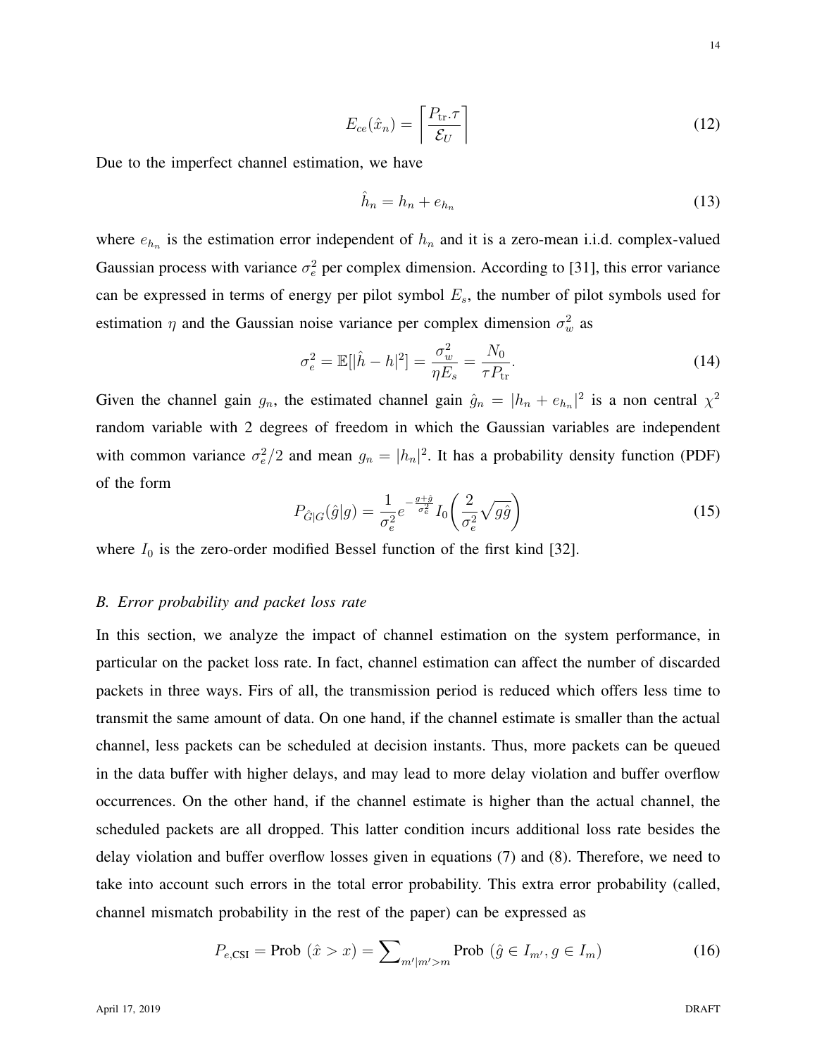$$E_{ce}(\hat{x}_n) = \left\lceil \frac{P_{\text{tr}}.\tau}{\mathcal{E}_U} \right\rceil \tag{12}$$

Due to the imperfect channel estimation, we have

$$\hat{h}_n = h_n + e_{h_n} \tag{13}$$

where $e_{h_n}$ is the estimation error independent of $h_n$ and it is a zero-mean i.i.d. complex-valued Gaussian process with variance $\sigma_e^2$ per complex dimension. According to [31], this error variance can be expressed in terms of energy per pilot symbol $E_s$, the number of pilot symbols used for estimation $\eta$ and the Gaussian noise variance per complex dimension $\sigma_w^2$ as

$$\sigma_e^2 = \mathbb{E}[|\hat{h} - h|^2] = \frac{\sigma_w^2}{\eta E_s} = \frac{N_0}{\tau P_{\text{tr}}}. \tag{14}$$

Given the channel gain $g_n$, the estimated channel gain $\hat{g}_n = |h_n + e_{h_n}|^2$ is a non central $\chi^2$ random variable with 2 degrees of freedom in which the Gaussian variables are independent with common variance $\sigma_e^2/2$ and mean $g_n = |h_n|^2$. It has a probability density function (PDF) of the form

$$P_{\hat{G}|G}(\hat{g}|g) = \frac{1}{\sigma_e^2} e^{-\frac{g+\hat{g}}{\sigma_e^2}} I_0\left(\frac{2}{\sigma_e^2}\sqrt{g\hat{g}}\right) \tag{15}$$

where $I_0$ is the zero-order modified Bessel function of the first kind [32].

### *B. Error probability and packet loss rate*

In this section, we analyze the impact of channel estimation on the system performance, in particular on the packet loss rate. In fact, channel estimation can affect the number of discarded packets in three ways. Firs of all, the transmission period is reduced which offers less time to transmit the same amount of data. On one hand, if the channel estimate is smaller than the actual channel, less packets can be scheduled at decision instants. Thus, more packets can be queued in the data buffer with higher delays, and may lead to more delay violation and buffer overflow occurrences. On the other hand, if the channel estimate is higher than the actual channel, the scheduled packets are all dropped. This latter condition incurs additional loss rate besides the delay violation and buffer overflow losses given in equations (7) and (8). Therefore, we need to take into account such errors in the total error probability. This extra error probability (called, channel mismatch probability in the rest of the paper) can be expressed as

$$P_{e,\text{CSI}} = \text{Prob }(\hat{x} > x) = \sum\nolimits_{m'|m'>m} \text{Prob }(\hat{g} \in I_{m'}, g \in I_m) \tag{16}$$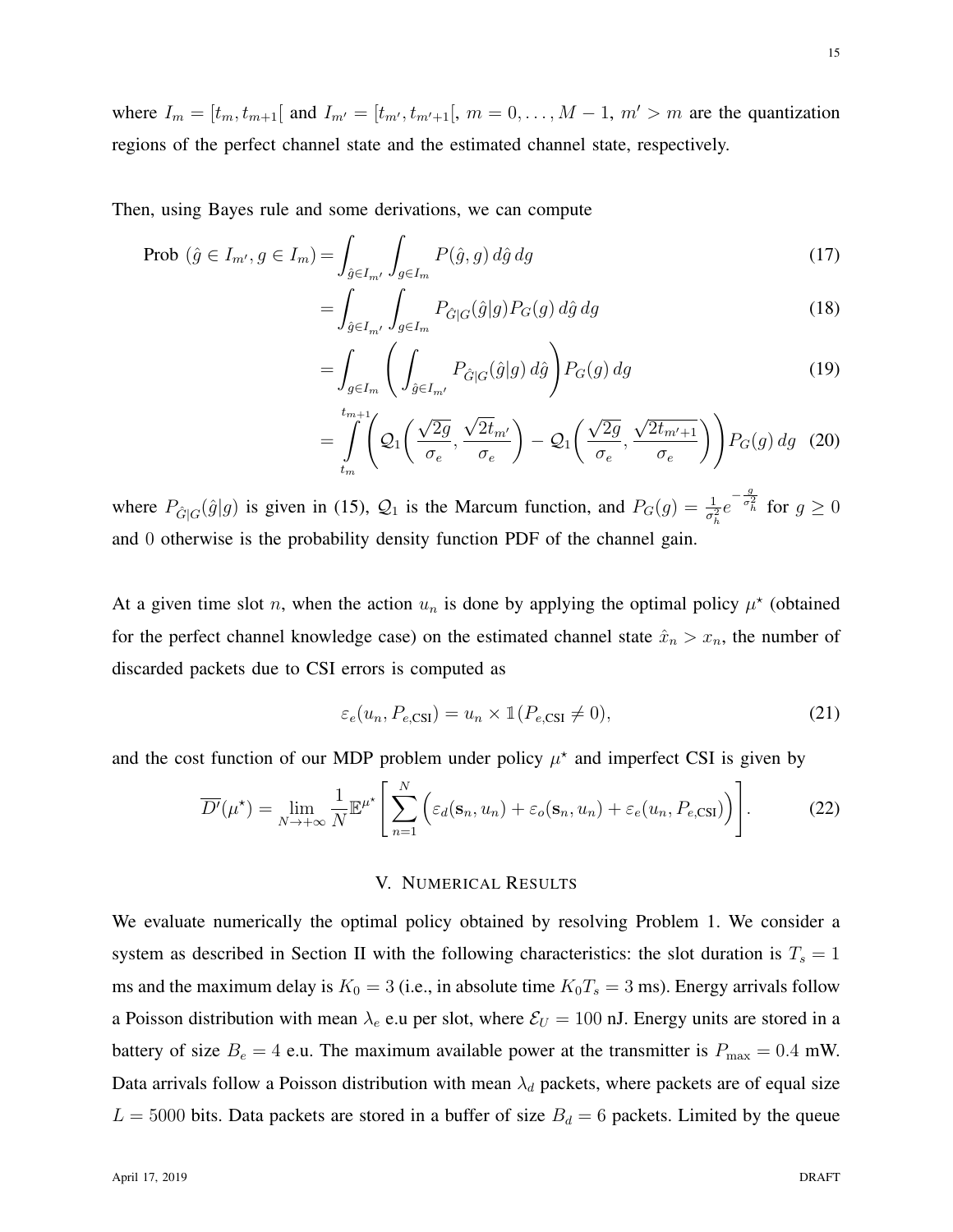where $I_m = [t_m, t_{m+1}[$ and $I_{m'} = [t_{m'}, t_{m'+1}[$, $m = 0, \ldots, M-1$, $m' > m$ are the quantization regions of the perfect channel state and the estimated channel state, respectively.

Then, using Bayes rule and some derivations, we can compute

$$
\begin{aligned}
\text{Prob } (\hat{g} \in I_{m'}, g \in I_m) &= \int_{\hat{g} \in I_{m'}} \int_{g \in I_m} P(\hat{g}, g) \, d\hat{g} \, dg && (17) \\
&= \int_{\hat{g} \in I_{m'}} \int_{g \in I_m} P_{\hat{G}|G}(\hat{g}|g) P_G(g) \, d\hat{g} \, dg && (18) \\
&= \int_{g \in I_m} \left( \int_{\hat{g} \in I_{m'}} P_{\hat{G}|G}(\hat{g}|g) \, d\hat{g} \right) P_G(g) \, dg && (19) \\
&= \int_{t_m}^{t_{m+1}} \left( \mathcal{Q}_1\left( \frac{\sqrt{2g}}{\sigma_e}, \frac{\sqrt{2t_{m'}}}{\sigma_e} \right) - \mathcal{Q}_1\left( \frac{\sqrt{2g}}{\sigma_e}, \frac{\sqrt{2t_{m'+1}}}{\sigma_e} \right) \right) P_G(g) \, dg && (20)
\end{aligned}
$$

where $P_{\hat{G}|G}(\hat{g}|g)$ is given in (15), $\mathcal{Q}_1$ is the Marcum function, and $P_G(g) = \frac{1}{\sigma_h^2} e^{-\frac{g}{\sigma_h^2}}$ for $g \geq 0$ and $0$ otherwise is the probability density function PDF of the channel gain.

At a given time slot $n$, when the action $u_n$ is done by applying the optimal policy $\mu^\star$ (obtained for the perfect channel knowledge case) on the estimated channel state $\hat{x}_n > x_n$, the number of discarded packets due to CSI errors is computed as

$$
\varepsilon_e(u_n, P_{e,\text{CSI}}) = u_n \times \mathbb{1}(P_{e,\text{CSI}} \neq 0), \tag{21}
$$

and the cost function of our MDP problem under policy $\mu^\star$ and imperfect CSI is given by

$$
\overline{D'}(\mu^\star) = \lim_{N \to +\infty} \frac{1}{N} \mathbb{E}^{\mu^\star} \left[ \sum_{n=1}^{N} \Big( \varepsilon_d(\mathbf{s}_n, u_n) + \varepsilon_o(\mathbf{s}_n, u_n) + \varepsilon_e(u_n, P_{e,\text{CSI}}) \Big) \right]. \tag{22}
$$

## V. Numerical Results

We evaluate numerically the optimal policy obtained by resolving Problem 1. We consider a system as described in Section II with the following characteristics: the slot duration is $T_s = 1$ ms and the maximum delay is $K_0 = 3$ (i.e., in absolute time $K_0 T_s = 3$ ms). Energy arrivals follow a Poisson distribution with mean $\lambda_e$ e.u per slot, where $\mathcal{E}_U = 100$ nJ. Energy units are stored in a battery of size $B_e = 4$ e.u. The maximum available power at the transmitter is $P_{\max} = 0.4$ mW. Data arrivals follow a Poisson distribution with mean $\lambda_d$ packets, where packets are of equal size $L = 5000$ bits. Data packets are stored in a buffer of size $B_d = 6$ packets. Limited by the queue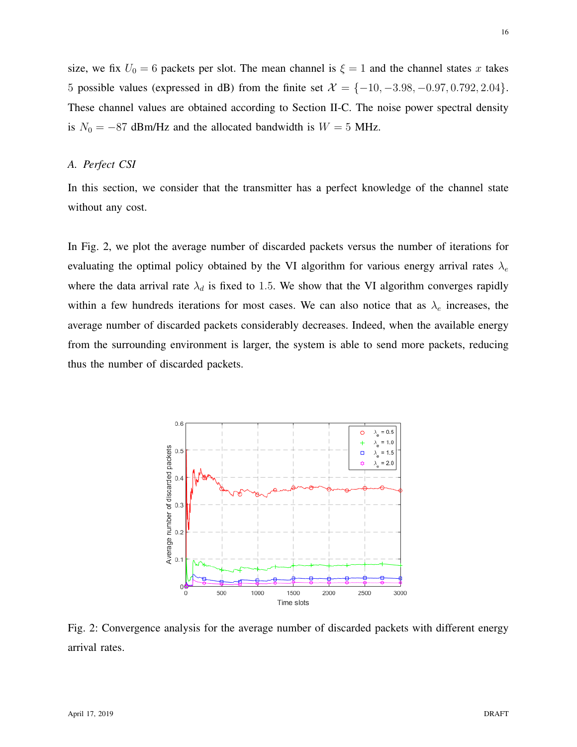size, we fix $U_0 = 6$ packets per slot. The mean channel is $\xi = 1$ and the channel states $x$ takes 5 possible values (expressed in dB) from the finite set $\mathcal{X} = \{-10, -3.98, -0.97, 0.792, 2.04\}$. These channel values are obtained according to Section II-C. The noise power spectral density is $N_0 = -87$ dBm/Hz and the allocated bandwidth is $W = 5$ MHz.

### *A. Perfect CSI*

In this section, we consider that the transmitter has a perfect knowledge of the channel state without any cost.

In Fig. 2, we plot the average number of discarded packets versus the number of iterations for evaluating the optimal policy obtained by the VI algorithm for various energy arrival rates $\lambda_e$ where the data arrival rate $\lambda_d$ is fixed to 1.5. We show that the VI algorithm converges rapidly within a few hundreds iterations for most cases. We can also notice that as $\lambda_e$ increases, the average number of discarded packets considerably decreases. Indeed, when the available energy from the surrounding environment is larger, the system is able to send more packets, reducing thus the number of discarded packets.

Fig. 2: Convergence analysis for the average number of discarded packets with different energy arrival rates.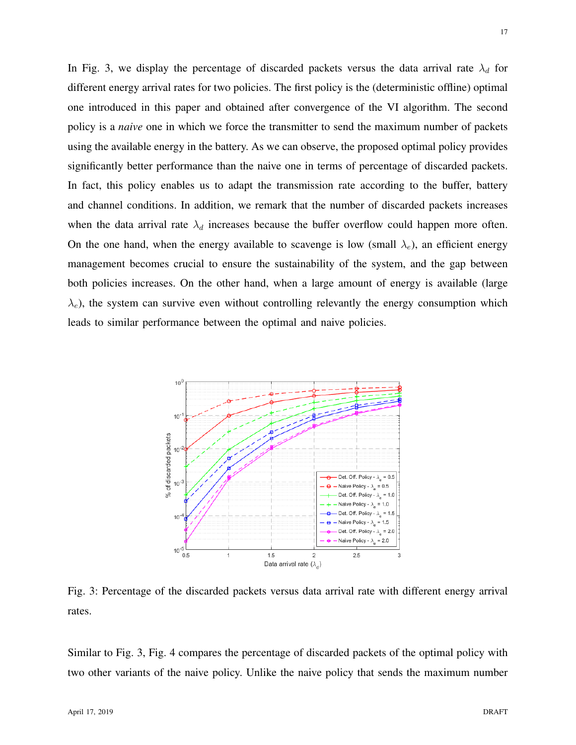In Fig. 3, we display the percentage of discarded packets versus the data arrival rate $\lambda_d$ for different energy arrival rates for two policies. The first policy is the (deterministic offline) optimal one introduced in this paper and obtained after convergence of the VI algorithm. The second policy is a *naive* one in which we force the transmitter to send the maximum number of packets using the available energy in the battery. As we can observe, the proposed optimal policy provides significantly better performance than the naive one in terms of percentage of discarded packets. In fact, this policy enables us to adapt the transmission rate according to the buffer, battery and channel conditions. In addition, we remark that the number of discarded packets increases when the data arrival rate $\lambda_d$ increases because the buffer overflow could happen more often. On the one hand, when the energy available to scavenge is low (small $\lambda_e$), an efficient energy management becomes crucial to ensure the sustainability of the system, and the gap between both policies increases. On the other hand, when a large amount of energy is available (large $\lambda_e$), the system can survive even without controlling relevantly the energy consumption which leads to similar performance between the optimal and naive policies.

Fig. 3: Percentage of the discarded packets versus data arrival rate with different energy arrival rates.

Similar to Fig. 3, Fig. 4 compares the percentage of discarded packets of the optimal policy with two other variants of the naive policy. Unlike the naive policy that sends the maximum number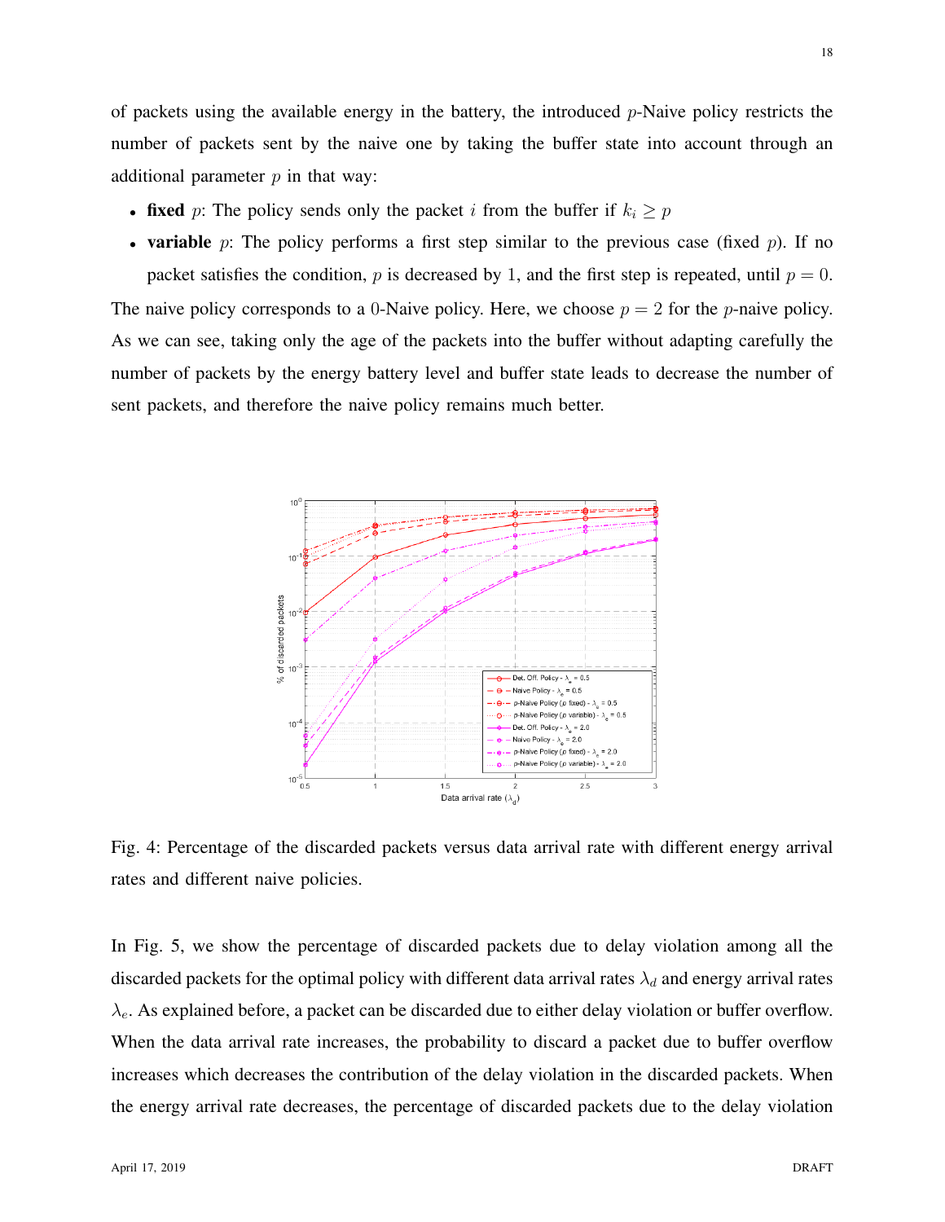of packets using the available energy in the battery, the introduced $p$-Naive policy restricts the number of packets sent by the naive one by taking the buffer state into account through an additional parameter $p$ in that way:

- **fixed** $p$: The policy sends only the packet $i$ from the buffer if $k_i \geq p$
- **variable** $p$: The policy performs a first step similar to the previous case (fixed $p$). If no packet satisfies the condition, $p$ is decreased by 1, and the first step is repeated, until $p = 0$.

The naive policy corresponds to a 0-Naive policy. Here, we choose $p = 2$ for the $p$-naive policy. As we can see, taking only the age of the packets into the buffer without adapting carefully the number of packets by the energy battery level and buffer state leads to decrease the number of sent packets, and therefore the naive policy remains much better.

Fig. 4: Percentage of the discarded packets versus data arrival rate with different energy arrival rates and different naive policies.

In Fig. 5, we show the percentage of discarded packets due to delay violation among all the discarded packets for the optimal policy with different data arrival rates $\lambda_d$ and energy arrival rates $\lambda_e$. As explained before, a packet can be discarded due to either delay violation or buffer overflow. When the data arrival rate increases, the probability to discard a packet due to buffer overflow increases which decreases the contribution of the delay violation in the discarded packets. When the energy arrival rate decreases, the percentage of discarded packets due to the delay violation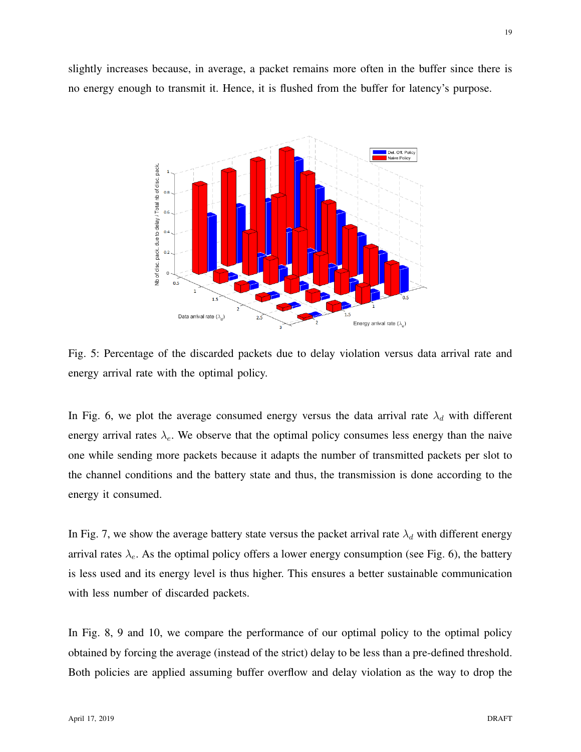slightly increases because, in average, a packet remains more often in the buffer since there is no energy enough to transmit it. Hence, it is flushed from the buffer for latency's purpose.

Fig. 5: Percentage of the discarded packets due to delay violation versus data arrival rate and energy arrival rate with the optimal policy.

In Fig. 6, we plot the average consumed energy versus the data arrival rate $\lambda_d$ with different energy arrival rates $\lambda_e$. We observe that the optimal policy consumes less energy than the naive one while sending more packets because it adapts the number of transmitted packets per slot to the channel conditions and the battery state and thus, the transmission is done according to the energy it consumed.

In Fig. 7, we show the average battery state versus the packet arrival rate $\lambda_d$ with different energy arrival rates $\lambda_e$. As the optimal policy offers a lower energy consumption (see Fig. 6), the battery is less used and its energy level is thus higher. This ensures a better sustainable communication with less number of discarded packets.

In Fig. 8, 9 and 10, we compare the performance of our optimal policy to the optimal policy obtained by forcing the average (instead of the strict) delay to be less than a pre-defined threshold. Both policies are applied assuming buffer overflow and delay violation as the way to drop the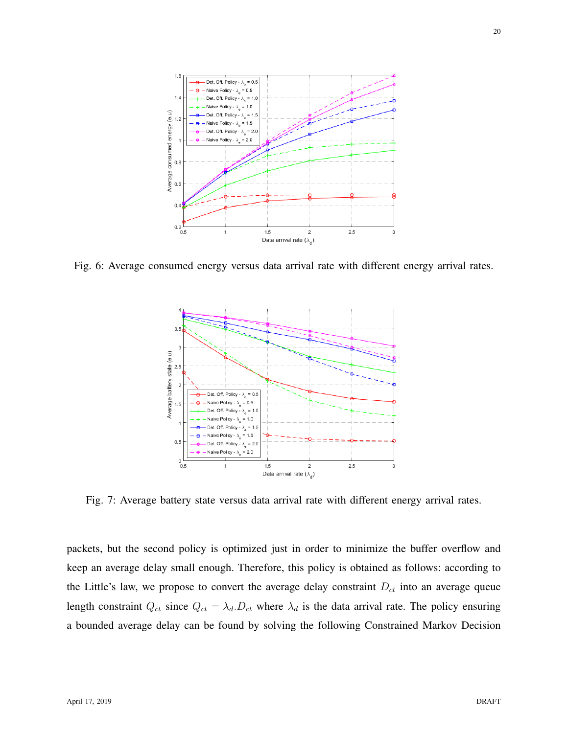Fig. 6: Average consumed energy versus data arrival rate with different energy arrival rates.

Fig. 7: Average battery state versus data arrival rate with different energy arrival rates.

packets, but the second policy is optimized just in order to minimize the buffer overflow and keep an average delay small enough. Therefore, this policy is obtained as follows: according to the Little's law, we propose to convert the average delay constraint $D_{ct}$ into an average queue length constraint $Q_{ct}$ since $Q_{ct} = \lambda_d . D_{ct}$ where $\lambda_d$ is the data arrival rate. The policy ensuring a bounded average delay can be found by solving the following Constrained Markov Decision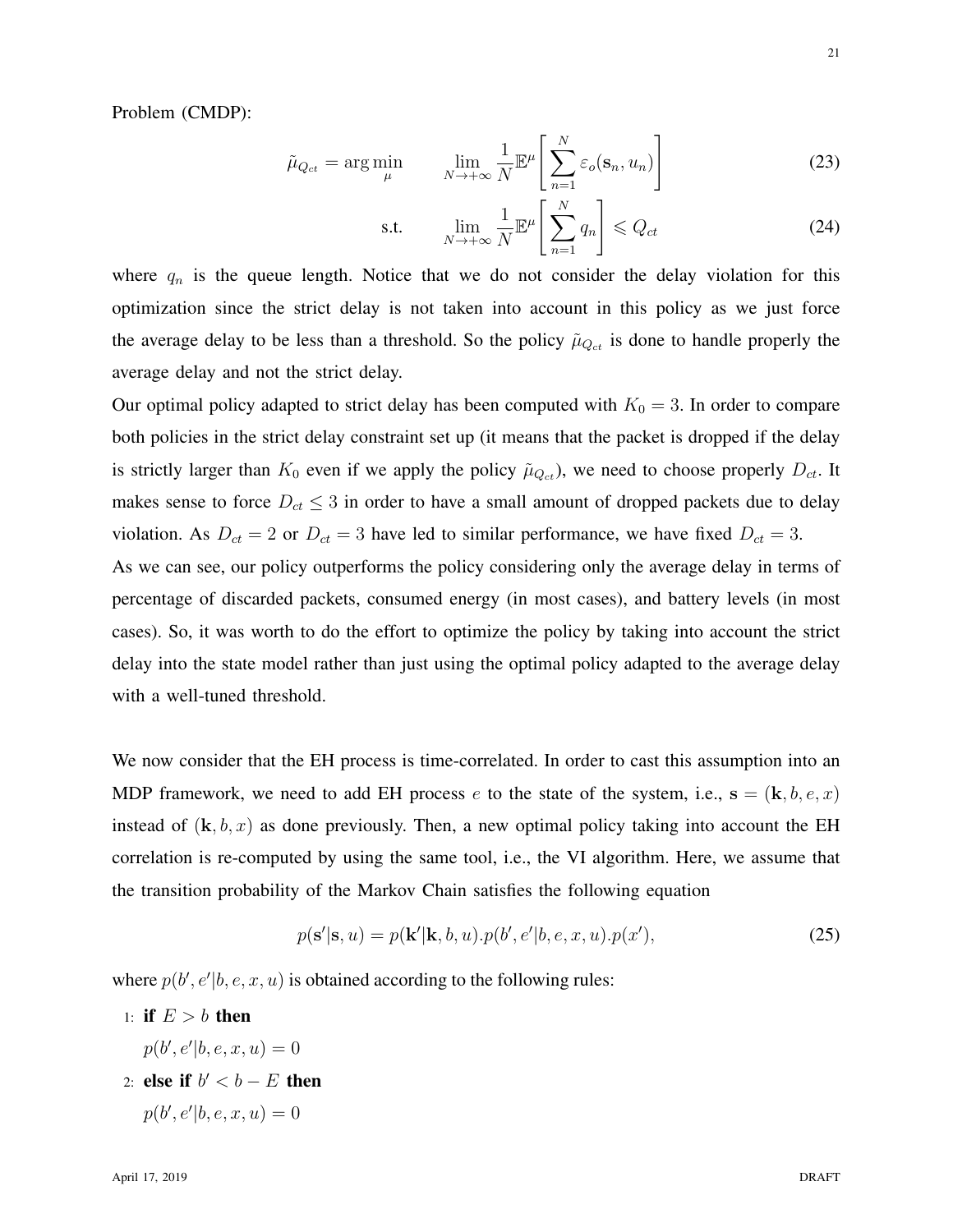Problem (CMDP):

$$\tilde{\mu}_{Q_{ct}} = \arg\min_{\mu} \qquad \lim_{N\to+\infty} \frac{1}{N}\mathbb{E}^{\mu}\left[\sum_{n=1}^{N} \varepsilon_o(\mathbf{s}_n, u_n)\right] \tag{23}$$

$$\text{s.t.} \qquad \lim_{N\to+\infty} \frac{1}{N}\mathbb{E}^{\mu}\left[\sum_{n=1}^{N} q_n\right] \leqslant Q_{ct} \tag{24}$$

where $q_n$ is the queue length. Notice that we do not consider the delay violation for this optimization since the strict delay is not taken into account in this policy as we just force the average delay to be less than a threshold. So the policy $\tilde{\mu}_{Q_{ct}}$ is done to handle properly the average delay and not the strict delay.

Our optimal policy adapted to strict delay has been computed with $K_0 = 3$. In order to compare both policies in the strict delay constraint set up (it means that the packet is dropped if the delay is strictly larger than $K_0$ even if we apply the policy $\tilde{\mu}_{Q_{ct}}$), we need to choose properly $D_{ct}$. It makes sense to force $D_{ct} \leq 3$ in order to have a small amount of dropped packets due to delay violation. As $D_{ct} = 2$ or $D_{ct} = 3$ have led to similar performance, we have fixed $D_{ct} = 3$.

As we can see, our policy outperforms the policy considering only the average delay in terms of percentage of discarded packets, consumed energy (in most cases), and battery levels (in most cases). So, it was worth to do the effort to optimize the policy by taking into account the strict delay into the state model rather than just using the optimal policy adapted to the average delay with a well-tuned threshold.

We now consider that the EH process is time-correlated. In order to cast this assumption into an MDP framework, we need to add EH process $e$ to the state of the system, i.e., $\mathbf{s} = (\mathbf{k}, b, e, x)$ instead of $(\mathbf{k}, b, x)$ as done previously. Then, a new optimal policy taking into account the EH correlation is re-computed by using the same tool, i.e., the VI algorithm. Here, we assume that the transition probability of the Markov Chain satisfies the following equation

$$p(\mathbf{s}'|\mathbf{s}, u) = p(\mathbf{k}'|\mathbf{k}, b, u).p(b', e'|b, e, x, u).p(x'), \tag{25}$$

where $p(b', e'|b, e, x, u)$ is obtained according to the following rules:

1: **if** $E > b$ **then**

   $p(b', e'|b, e, x, u) = 0$

2: **else if** $b' < b - E$ **then**

   $p(b', e'|b, e, x, u) = 0$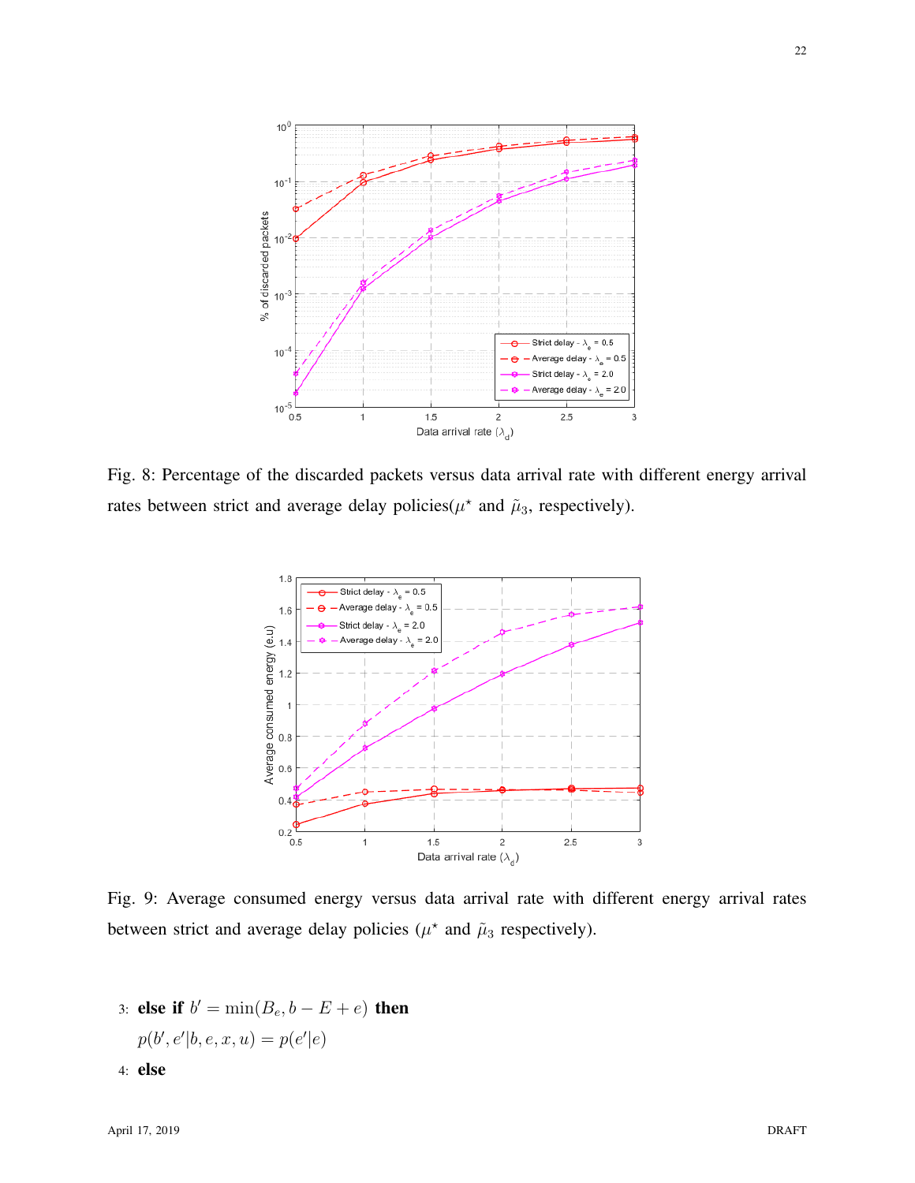Fig. 8: Percentage of the discarded packets versus data arrival rate with different energy arrival rates between strict and average delay policies($\mu^\star$ and $\tilde{\mu}_3$, respectively).

Fig. 9: Average consumed energy versus data arrival rate with different energy arrival rates between strict and average delay policies ($\mu^\star$ and $\tilde{\mu}_3$ respectively).

3: **else if** $b' = \min(B_e, b - E + e)$ **then**

$p(b', e'|b, e, x, u) = p(e'|e)$

4: **else**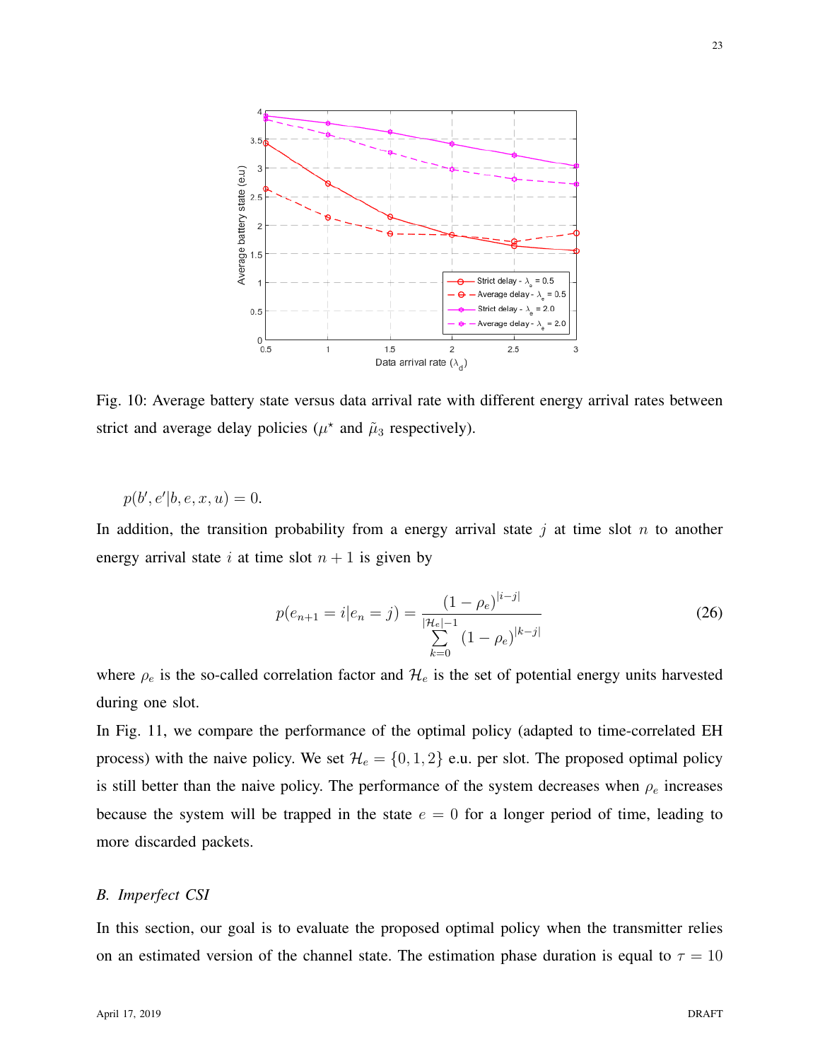Fig. 10: Average battery state versus data arrival rate with different energy arrival rates between strict and average delay policies ($\mu^\star$ and $\tilde{\mu}_3$ respectively).

$$p(b', e'|b, e, x, u) = 0.$$

In addition, the transition probability from a energy arrival state $j$ at time slot $n$ to another energy arrival state $i$ at time slot $n+1$ is given by

$$p(e_{n+1} = i|e_n = j) = \frac{(1-\rho_e)^{|i-j|}}{\sum_{k=0}^{|\mathcal{H}_e|-1} (1-\rho_e)^{|k-j|}} \tag{26}$$

where $\rho_e$ is the so-called correlation factor and $\mathcal{H}_e$ is the set of potential energy units harvested during one slot.

In Fig. 11, we compare the performance of the optimal policy (adapted to time-correlated EH process) with the naive policy. We set $\mathcal{H}_e = \{0, 1, 2\}$ e.u. per slot. The proposed optimal policy is still better than the naive policy. The performance of the system decreases when $\rho_e$ increases because the system will be trapped in the state $e = 0$ for a longer period of time, leading to more discarded packets.

### B. Imperfect CSI

In this section, our goal is to evaluate the proposed optimal policy when the transmitter relies on an estimated version of the channel state. The estimation phase duration is equal to $\tau = 10$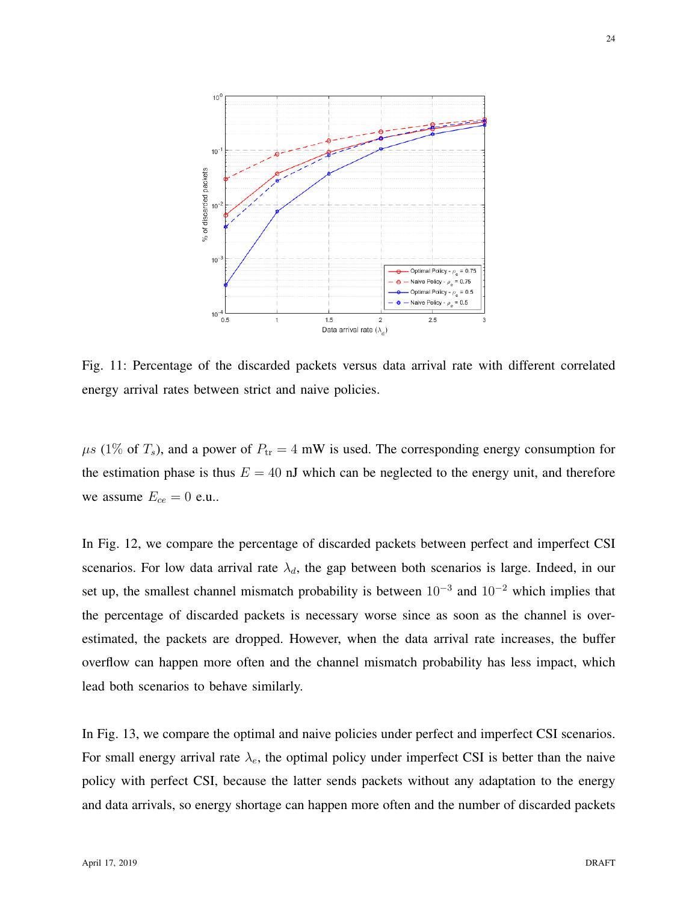Fig. 11: Percentage of the discarded packets versus data arrival rate with different correlated energy arrival rates between strict and naive policies.

$\mu s$ (1% of $T_s$), and a power of $P_{\text{tr}} = 4$ mW is used. The corresponding energy consumption for the estimation phase is thus $E = 40$ nJ which can be neglected to the energy unit, and therefore we assume $E_{ce} = 0$ e.u..

In Fig. 12, we compare the percentage of discarded packets between perfect and imperfect CSI scenarios. For low data arrival rate $\lambda_d$, the gap between both scenarios is large. Indeed, in our set up, the smallest channel mismatch probability is between $10^{-3}$ and $10^{-2}$ which implies that the percentage of discarded packets is necessary worse since as soon as the channel is over-estimated, the packets are dropped. However, when the data arrival rate increases, the buffer overflow can happen more often and the channel mismatch probability has less impact, which lead both scenarios to behave similarly.

In Fig. 13, we compare the optimal and naive policies under perfect and imperfect CSI scenarios. For small energy arrival rate $\lambda_e$, the optimal policy under imperfect CSI is better than the naive policy with perfect CSI, because the latter sends packets without any adaptation to the energy and data arrivals, so energy shortage can happen more often and the number of discarded packets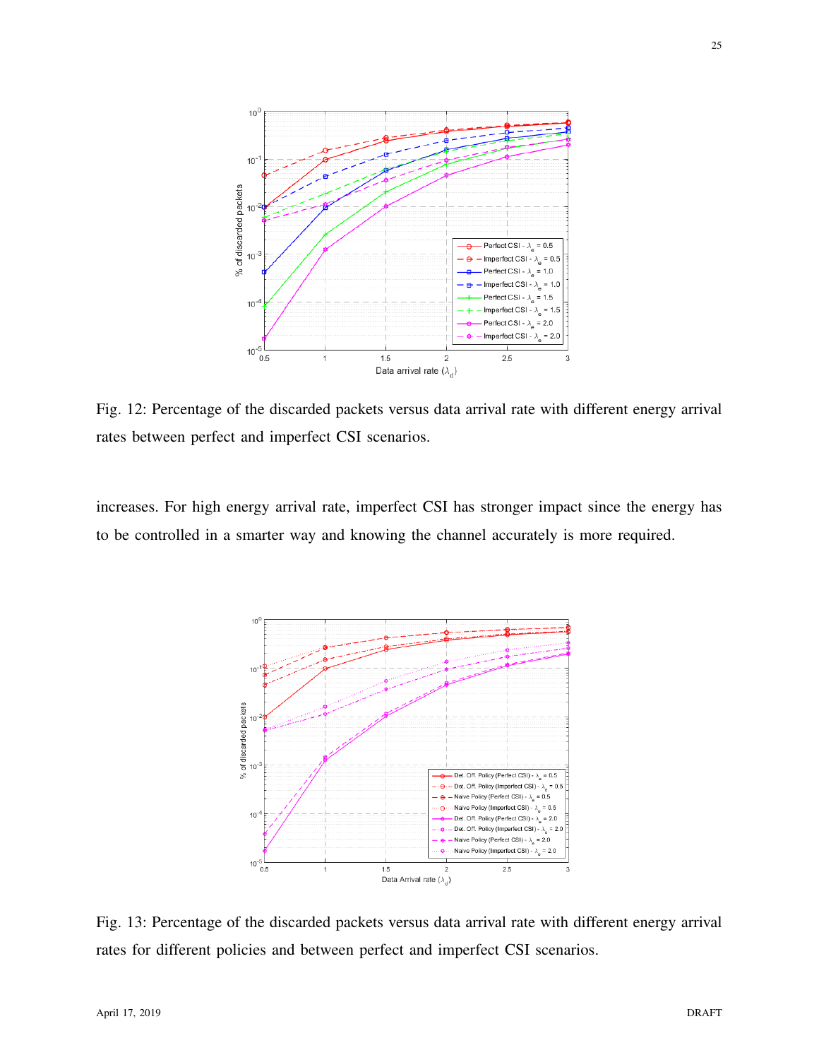Fig. 12: Percentage of the discarded packets versus data arrival rate with different energy arrival rates between perfect and imperfect CSI scenarios.

increases. For high energy arrival rate, imperfect CSI has stronger impact since the energy has to be controlled in a smarter way and knowing the channel accurately is more required.

Fig. 13: Percentage of the discarded packets versus data arrival rate with different energy arrival rates for different policies and between perfect and imperfect CSI scenarios.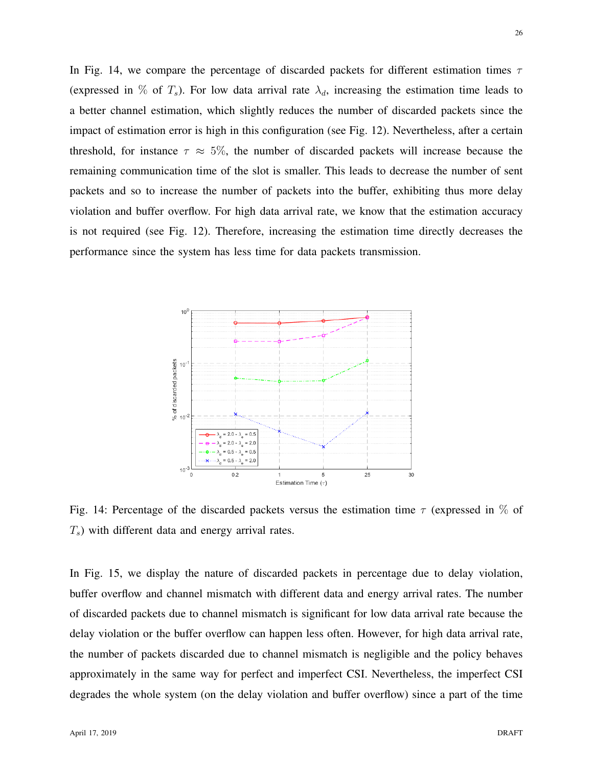In Fig. 14, we compare the percentage of discarded packets for different estimation times $\tau$ (expressed in $\%$ of $T_s$). For low data arrival rate $\lambda_d$, increasing the estimation time leads to a better channel estimation, which slightly reduces the number of discarded packets since the impact of estimation error is high in this configuration (see Fig. 12). Nevertheless, after a certain threshold, for instance $\tau \approx 5\%$, the number of discarded packets will increase because the remaining communication time of the slot is smaller. This leads to decrease the number of sent packets and so to increase the number of packets into the buffer, exhibiting thus more delay violation and buffer overflow. For high data arrival rate, we know that the estimation accuracy is not required (see Fig. 12). Therefore, increasing the estimation time directly decreases the performance since the system has less time for data packets transmission.

Fig. 14: Percentage of the discarded packets versus the estimation time $\tau$ (expressed in $\%$ of $T_s$) with different data and energy arrival rates.

In Fig. 15, we display the nature of discarded packets in percentage due to delay violation, buffer overflow and channel mismatch with different data and energy arrival rates. The number of discarded packets due to channel mismatch is significant for low data arrival rate because the delay violation or the buffer overflow can happen less often. However, for high data arrival rate, the number of packets discarded due to channel mismatch is negligible and the policy behaves approximately in the same way for perfect and imperfect CSI. Nevertheless, the imperfect CSI degrades the whole system (on the delay violation and buffer overflow) since a part of the time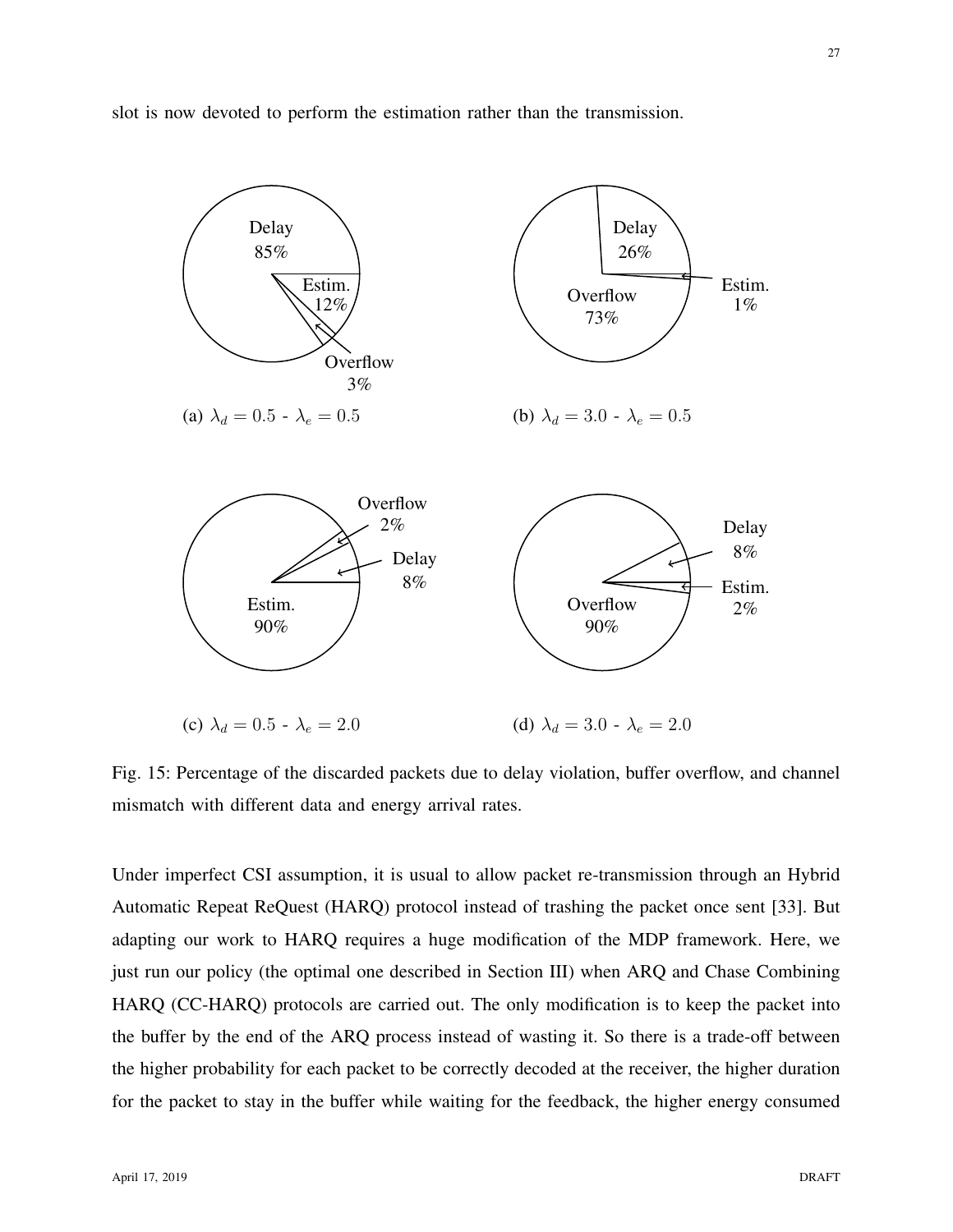slot is now devoted to perform the estimation rather than the transmission.

(a) $\lambda_d = 0.5$ - $\lambda_e = 0.5$

(b) $\lambda_d = 3.0$ - $\lambda_e = 0.5$

(c) $\lambda_d = 0.5$ - $\lambda_e = 2.0$

(d) $\lambda_d = 3.0$ - $\lambda_e = 2.0$

Fig. 15: Percentage of the discarded packets due to delay violation, buffer overflow, and channel mismatch with different data and energy arrival rates.

Under imperfect CSI assumption, it is usual to allow packet re-transmission through an Hybrid Automatic Repeat ReQuest (HARQ) protocol instead of trashing the packet once sent [33]. But adapting our work to HARQ requires a huge modification of the MDP framework. Here, we just run our policy (the optimal one described in Section III) when ARQ and Chase Combining HARQ (CC-HARQ) protocols are carried out. The only modification is to keep the packet into the buffer by the end of the ARQ process instead of wasting it. So there is a trade-off between the higher probability for each packet to be correctly decoded at the receiver, the higher duration for the packet to stay in the buffer while waiting for the feedback, the higher energy consumed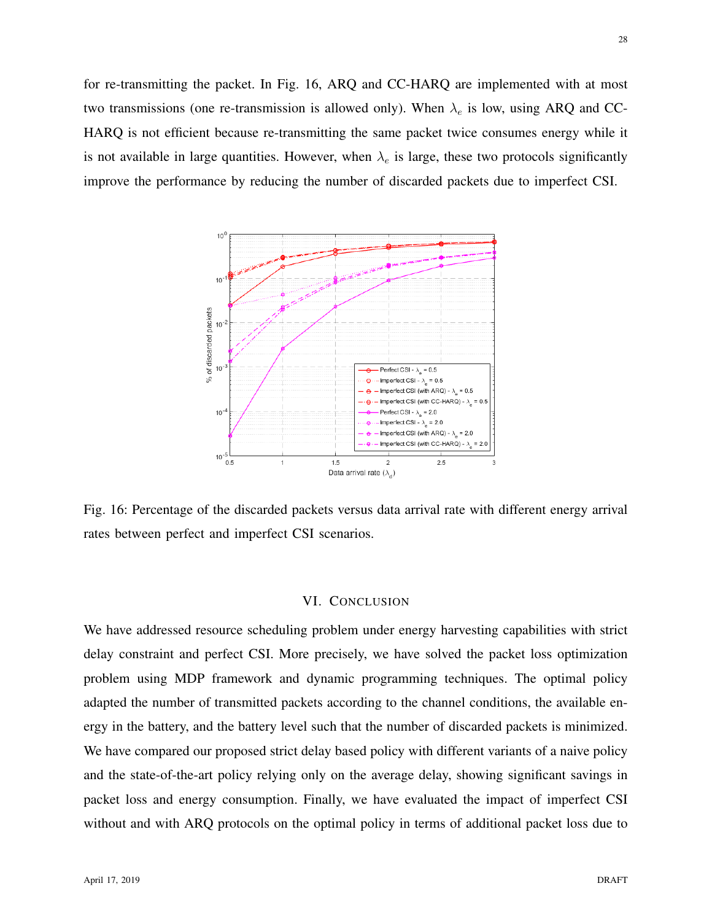for re-transmitting the packet. In Fig. 16, ARQ and CC-HARQ are implemented with at most two transmissions (one re-transmission is allowed only). When $\lambda_e$ is low, using ARQ and CC-HARQ is not efficient because re-transmitting the same packet twice consumes energy while it is not available in large quantities. However, when $\lambda_e$ is large, these two protocols significantly improve the performance by reducing the number of discarded packets due to imperfect CSI.

Fig. 16: Percentage of the discarded packets versus data arrival rate with different energy arrival rates between perfect and imperfect CSI scenarios.

## VI. Conclusion

We have addressed resource scheduling problem under energy harvesting capabilities with strict delay constraint and perfect CSI. More precisely, we have solved the packet loss optimization problem using MDP framework and dynamic programming techniques. The optimal policy adapted the number of transmitted packets according to the channel conditions, the available energy in the battery, and the battery level such that the number of discarded packets is minimized. We have compared our proposed strict delay based policy with different variants of a naive policy and the state-of-the-art policy relying only on the average delay, showing significant savings in packet loss and energy consumption. Finally, we have evaluated the impact of imperfect CSI without and with ARQ protocols on the optimal policy in terms of additional packet loss due to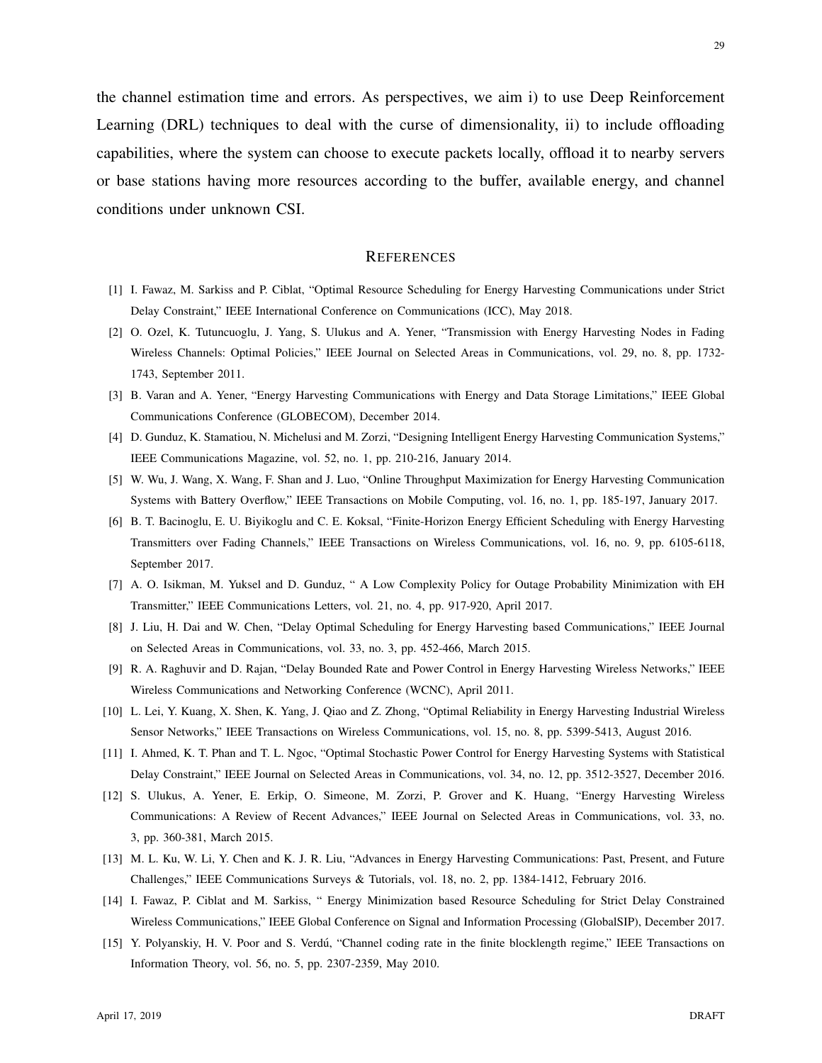the channel estimation time and errors. As perspectives, we aim i) to use Deep Reinforcement Learning (DRL) techniques to deal with the curse of dimensionality, ii) to include offloading capabilities, where the system can choose to execute packets locally, offload it to nearby servers or base stations having more resources according to the buffer, available energy, and channel conditions under unknown CSI.

## References

[1] I. Fawaz, M. Sarkiss and P. Ciblat, "Optimal Resource Scheduling for Energy Harvesting Communications under Strict Delay Constraint," IEEE International Conference on Communications (ICC), May 2018.

[2] O. Ozel, K. Tutuncuoglu, J. Yang, S. Ulukus and A. Yener, "Transmission with Energy Harvesting Nodes in Fading Wireless Channels: Optimal Policies," IEEE Journal on Selected Areas in Communications, vol. 29, no. 8, pp. 1732-1743, September 2011.

[3] B. Varan and A. Yener, "Energy Harvesting Communications with Energy and Data Storage Limitations," IEEE Global Communications Conference (GLOBECOM), December 2014.

[4] D. Gunduz, K. Stamatiou, N. Michelusi and M. Zorzi, "Designing Intelligent Energy Harvesting Communication Systems," IEEE Communications Magazine, vol. 52, no. 1, pp. 210-216, January 2014.

[5] W. Wu, J. Wang, X. Wang, F. Shan and J. Luo, "Online Throughput Maximization for Energy Harvesting Communication Systems with Battery Overflow," IEEE Transactions on Mobile Computing, vol. 16, no. 1, pp. 185-197, January 2017.

[6] B. T. Bacinoglu, E. U. Biyikoglu and C. E. Koksal, "Finite-Horizon Energy Efficient Scheduling with Energy Harvesting Transmitters over Fading Channels," IEEE Transactions on Wireless Communications, vol. 16, no. 9, pp. 6105-6118, September 2017.

[7] A. O. Isikman, M. Yuksel and D. Gunduz, " A Low Complexity Policy for Outage Probability Minimization with EH Transmitter," IEEE Communications Letters, vol. 21, no. 4, pp. 917-920, April 2017.

[8] J. Liu, H. Dai and W. Chen, "Delay Optimal Scheduling for Energy Harvesting based Communications," IEEE Journal on Selected Areas in Communications, vol. 33, no. 3, pp. 452-466, March 2015.

[9] R. A. Raghuvir and D. Rajan, "Delay Bounded Rate and Power Control in Energy Harvesting Wireless Networks," IEEE Wireless Communications and Networking Conference (WCNC), April 2011.

[10] L. Lei, Y. Kuang, X. Shen, K. Yang, J. Qiao and Z. Zhong, "Optimal Reliability in Energy Harvesting Industrial Wireless Sensor Networks," IEEE Transactions on Wireless Communications, vol. 15, no. 8, pp. 5399-5413, August 2016.

[11] I. Ahmed, K. T. Phan and T. L. Ngoc, "Optimal Stochastic Power Control for Energy Harvesting Systems with Statistical Delay Constraint," IEEE Journal on Selected Areas in Communications, vol. 34, no. 12, pp. 3512-3527, December 2016.

[12] S. Ulukus, A. Yener, E. Erkip, O. Simeone, M. Zorzi, P. Grover and K. Huang, "Energy Harvesting Wireless Communications: A Review of Recent Advances," IEEE Journal on Selected Areas in Communications, vol. 33, no. 3, pp. 360-381, March 2015.

[13] M. L. Ku, W. Li, Y. Chen and K. J. R. Liu, "Advances in Energy Harvesting Communications: Past, Present, and Future Challenges," IEEE Communications Surveys & Tutorials, vol. 18, no. 2, pp. 1384-1412, February 2016.

[14] I. Fawaz, P. Ciblat and M. Sarkiss, " Energy Minimization based Resource Scheduling for Strict Delay Constrained Wireless Communications," IEEE Global Conference on Signal and Information Processing (GlobalSIP), December 2017.

[15] Y. Polyanskiy, H. V. Poor and S. Verdú, "Channel coding rate in the finite blocklength regime," IEEE Transactions on Information Theory, vol. 56, no. 5, pp. 2307-2359, May 2010.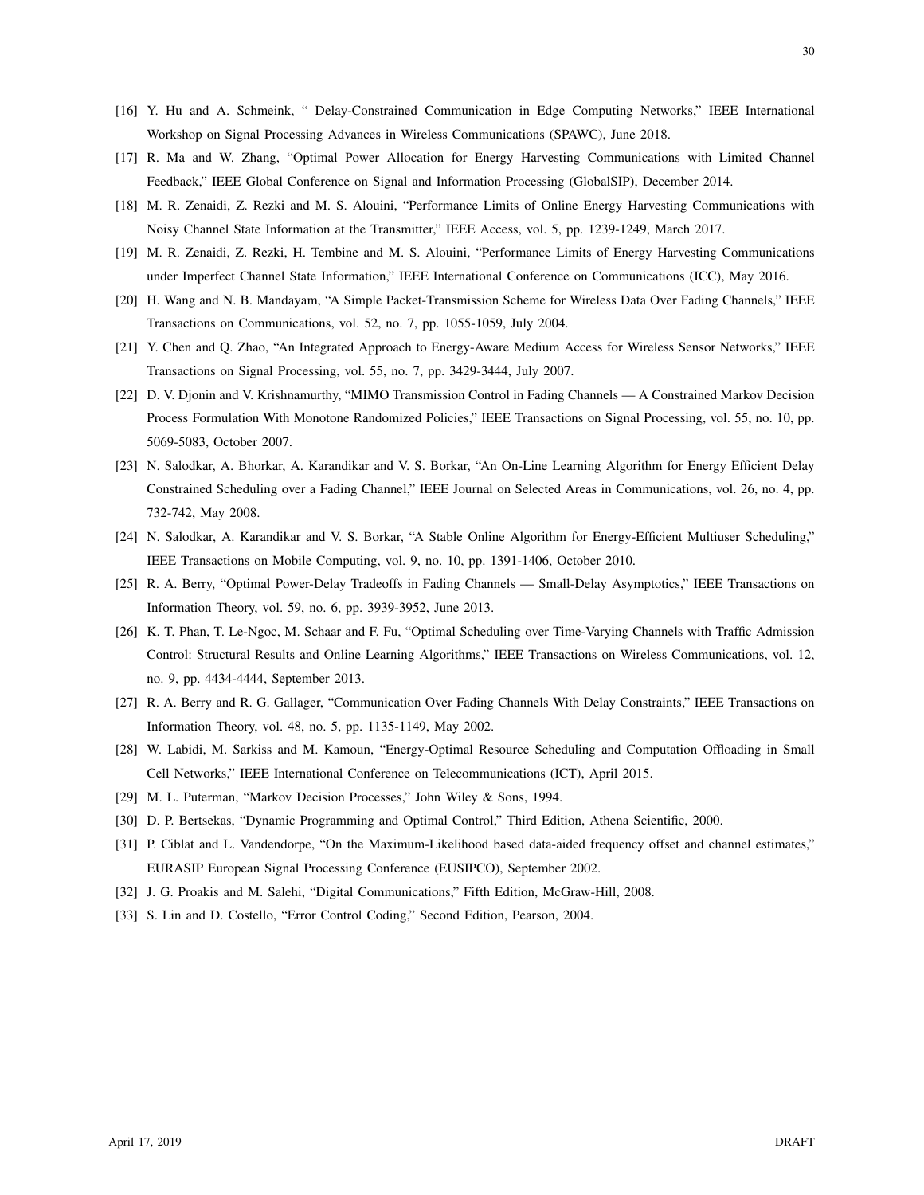[16] Y. Hu and A. Schmeink, " Delay-Constrained Communication in Edge Computing Networks," IEEE International Workshop on Signal Processing Advances in Wireless Communications (SPAWC), June 2018.

[17] R. Ma and W. Zhang, "Optimal Power Allocation for Energy Harvesting Communications with Limited Channel Feedback," IEEE Global Conference on Signal and Information Processing (GlobalSIP), December 2014.

[18] M. R. Zenaidi, Z. Rezki and M. S. Alouini, "Performance Limits of Online Energy Harvesting Communications with Noisy Channel State Information at the Transmitter," IEEE Access, vol. 5, pp. 1239-1249, March 2017.

[19] M. R. Zenaidi, Z. Rezki, H. Tembine and M. S. Alouini, "Performance Limits of Energy Harvesting Communications under Imperfect Channel State Information," IEEE International Conference on Communications (ICC), May 2016.

[20] H. Wang and N. B. Mandayam, "A Simple Packet-Transmission Scheme for Wireless Data Over Fading Channels," IEEE Transactions on Communications, vol. 52, no. 7, pp. 1055-1059, July 2004.

[21] Y. Chen and Q. Zhao, "An Integrated Approach to Energy-Aware Medium Access for Wireless Sensor Networks," IEEE Transactions on Signal Processing, vol. 55, no. 7, pp. 3429-3444, July 2007.

[22] D. V. Djonin and V. Krishnamurthy, "MIMO Transmission Control in Fading Channels — A Constrained Markov Decision Process Formulation With Monotone Randomized Policies," IEEE Transactions on Signal Processing, vol. 55, no. 10, pp. 5069-5083, October 2007.

[23] N. Salodkar, A. Bhorkar, A. Karandikar and V. S. Borkar, "An On-Line Learning Algorithm for Energy Efficient Delay Constrained Scheduling over a Fading Channel," IEEE Journal on Selected Areas in Communications, vol. 26, no. 4, pp. 732-742, May 2008.

[24] N. Salodkar, A. Karandikar and V. S. Borkar, "A Stable Online Algorithm for Energy-Efficient Multiuser Scheduling," IEEE Transactions on Mobile Computing, vol. 9, no. 10, pp. 1391-1406, October 2010.

[25] R. A. Berry, "Optimal Power-Delay Tradeoffs in Fading Channels — Small-Delay Asymptotics," IEEE Transactions on Information Theory, vol. 59, no. 6, pp. 3939-3952, June 2013.

[26] K. T. Phan, T. Le-Ngoc, M. Schaar and F. Fu, "Optimal Scheduling over Time-Varying Channels with Traffic Admission Control: Structural Results and Online Learning Algorithms," IEEE Transactions on Wireless Communications, vol. 12, no. 9, pp. 4434-4444, September 2013.

[27] R. A. Berry and R. G. Gallager, "Communication Over Fading Channels With Delay Constraints," IEEE Transactions on Information Theory, vol. 48, no. 5, pp. 1135-1149, May 2002.

[28] W. Labidi, M. Sarkiss and M. Kamoun, "Energy-Optimal Resource Scheduling and Computation Offloading in Small Cell Networks," IEEE International Conference on Telecommunications (ICT), April 2015.

[29] M. L. Puterman, "Markov Decision Processes," John Wiley & Sons, 1994.

[30] D. P. Bertsekas, "Dynamic Programming and Optimal Control," Third Edition, Athena Scientific, 2000.

[31] P. Ciblat and L. Vandendorpe, "On the Maximum-Likelihood based data-aided frequency offset and channel estimates," EURASIP European Signal Processing Conference (EUSIPCO), September 2002.

[32] J. G. Proakis and M. Salehi, "Digital Communications," Fifth Edition, McGraw-Hill, 2008.

[33] S. Lin and D. Costello, "Error Control Coding," Second Edition, Pearson, 2004.